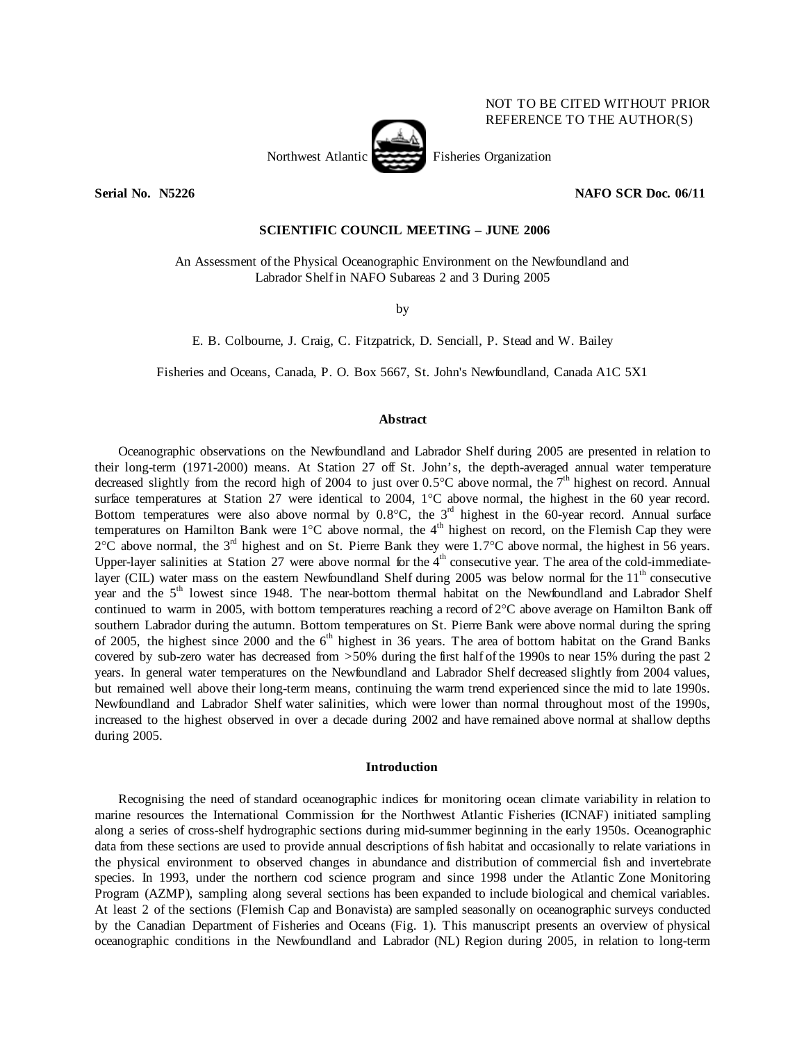NOT TO BE CITED WITHOUT PRIOR
REFERENCE TO THE AUTHOR(S)

Northwest Atlantic Fisheries Organization

**Serial No. N5226** **NAFO SCR Doc. 06/11**

**SCIENTIFIC COUNCIL MEETING – JUNE 2006**

An Assessment of the Physical Oceanographic Environment on the Newfoundland and Labrador Shelf in NAFO Subareas 2 and 3 During 2005

by

E. B. Colbourne, J. Craig, C. Fitzpatrick, D. Senciall, P. Stead and W. Bailey

Fisheries and Oceans, Canada, P. O. Box 5667, St. John's Newfoundland, Canada A1C 5X1

## Abstract

Oceanographic observations on the Newfoundland and Labrador Shelf during 2005 are presented in relation to their long-term (1971-2000) means. At Station 27 off St. John's, the depth-averaged annual water temperature decreased slightly from the record high of 2004 to just over 0.5°C above normal, the 7th highest on record. Annual surface temperatures at Station 27 were identical to 2004, 1°C above normal, the highest in the 60 year record. Bottom temperatures were also above normal by 0.8°C, the 3rd highest in the 60-year record. Annual surface temperatures on Hamilton Bank were 1°C above normal, the 4th highest on record, on the Flemish Cap they were 2°C above normal, the 3rd highest and on St. Pierre Bank they were 1.7°C above normal, the highest in 56 years. Upper-layer salinities at Station 27 were above normal for the 4th consecutive year. The area of the cold-immediate-layer (CIL) water mass on the eastern Newfoundland Shelf during 2005 was below normal for the 11th consecutive year and the 5th lowest since 1948. The near-bottom thermal habitat on the Newfoundland and Labrador Shelf continued to warm in 2005, with bottom temperatures reaching a record of 2°C above average on Hamilton Bank off southern Labrador during the autumn. Bottom temperatures on St. Pierre Bank were above normal during the spring of 2005, the highest since 2000 and the 6th highest in 36 years. The area of bottom habitat on the Grand Banks covered by sub-zero water has decreased from >50% during the first half of the 1990s to near 15% during the past 2 years. In general water temperatures on the Newfoundland and Labrador Shelf decreased slightly from 2004 values, but remained well above their long-term means, continuing the warm trend experienced since the mid to late 1990s. Newfoundland and Labrador Shelf water salinities, which were lower than normal throughout most of the 1990s, increased to the highest observed in over a decade during 2002 and have remained above normal at shallow depths during 2005.

## Introduction

Recognising the need of standard oceanographic indices for monitoring ocean climate variability in relation to marine resources the International Commission for the Northwest Atlantic Fisheries (ICNAF) initiated sampling along a series of cross-shelf hydrographic sections during mid-summer beginning in the early 1950s. Oceanographic data from these sections are used to provide annual descriptions of fish habitat and occasionally to relate variations in the physical environment to observed changes in abundance and distribution of commercial fish and invertebrate species. In 1993, under the northern cod science program and since 1998 under the Atlantic Zone Monitoring Program (AZMP), sampling along several sections has been expanded to include biological and chemical variables. At least 2 of the sections (Flemish Cap and Bonavista) are sampled seasonally on oceanographic surveys conducted by the Canadian Department of Fisheries and Oceans (Fig. 1). This manuscript presents an overview of physical oceanographic conditions in the Newfoundland and Labrador (NL) Region during 2005, in relation to long-term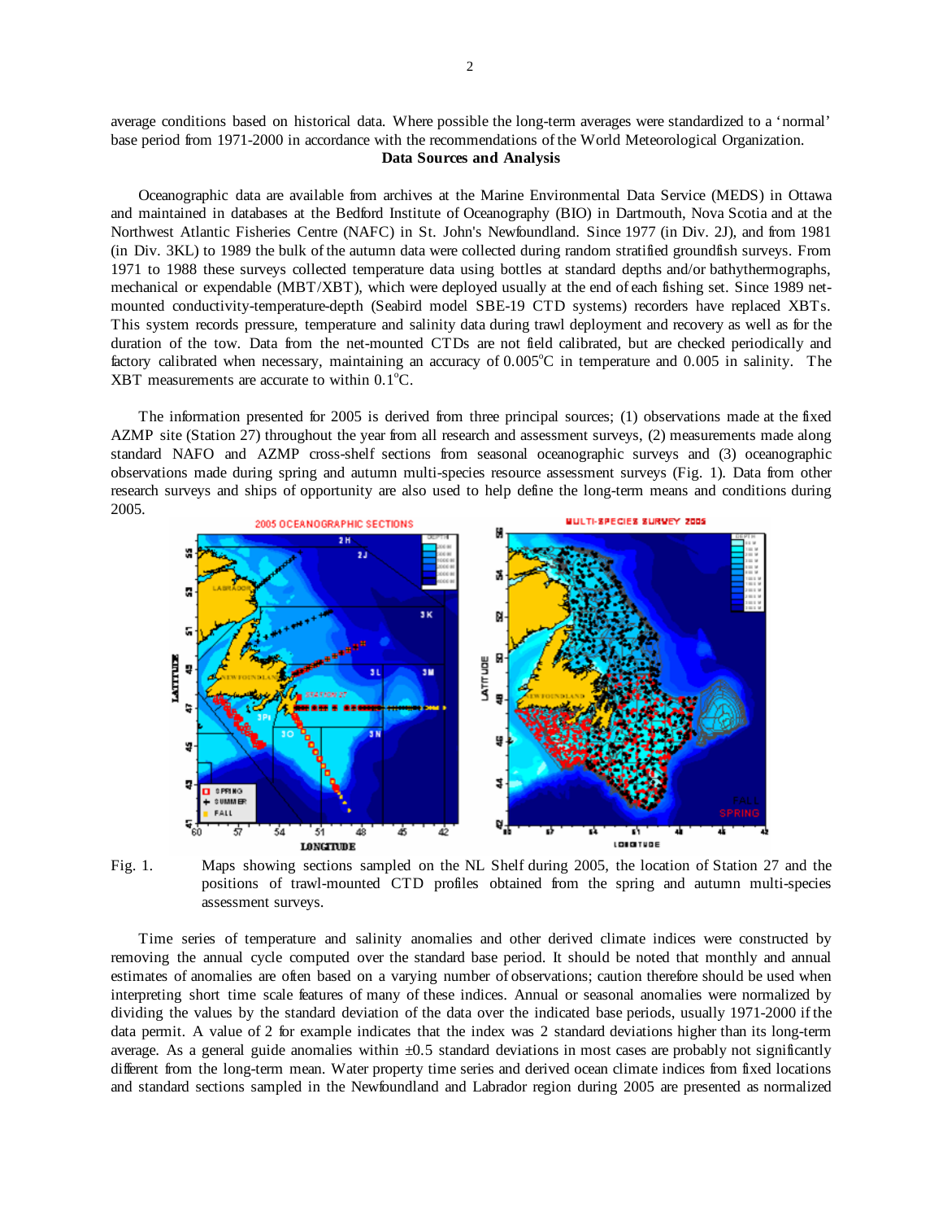average conditions based on historical data. Where possible the long-term averages were standardized to a 'normal' base period from 1971-2000 in accordance with the recommendations of the World Meteorological Organization.

## Data Sources and Analysis

Oceanographic data are available from archives at the Marine Environmental Data Service (MEDS) in Ottawa and maintained in databases at the Bedford Institute of Oceanography (BIO) in Dartmouth, Nova Scotia and at the Northwest Atlantic Fisheries Centre (NAFC) in St. John's Newfoundland. Since 1977 (in Div. 2J), and from 1981 (in Div. 3KL) to 1989 the bulk of the autumn data were collected during random stratified groundfish surveys. From 1971 to 1988 these surveys collected temperature data using bottles at standard depths and/or bathythermographs, mechanical or expendable (MBT/XBT), which were deployed usually at the end of each fishing set. Since 1989 net-mounted conductivity-temperature-depth (Seabird model SBE-19 CTD systems) recorders have replaced XBTs. This system records pressure, temperature and salinity data during trawl deployment and recovery as well as for the duration of the tow. Data from the net-mounted CTDs are not field calibrated, but are checked periodically and factory calibrated when necessary, maintaining an accuracy of 0.005°C in temperature and 0.005 in salinity. The XBT measurements are accurate to within 0.1°C.

The information presented for 2005 is derived from three principal sources; (1) observations made at the fixed AZMP site (Station 27) throughout the year from all research and assessment surveys, (2) measurements made along standard NAFO and AZMP cross-shelf sections from seasonal oceanographic surveys and (3) oceanographic observations made during spring and autumn multi-species resource assessment surveys (Fig. 1). Data from other research surveys and ships of opportunity are also used to help define the long-term means and conditions during 2005.

2005 OCEANOGRAPHIC SECTIONS

MULTI-SPECIES SURVEY 2005

LATITUDE

LONGITUDE

LABRADOR

NEWFOUNDLAND

STATION 27

2H
2J
3K
3L
3M
3Ps
3O
3N

SPRING
SUMMER
FALL

60 57 54 51 48 45 42

41 43 45 47 49 51 53 55

FALL
SPRING

Fig. 1. Maps showing sections sampled on the NL Shelf during 2005, the location of Station 27 and the positions of trawl-mounted CTD profiles obtained from the spring and autumn multi-species assessment surveys.

Time series of temperature and salinity anomalies and other derived climate indices were constructed by removing the annual cycle computed over the standard base period. It should be noted that monthly and annual estimates of anomalies are often based on a varying number of observations; caution therefore should be used when interpreting short time scale features of many of these indices. Annual or seasonal anomalies were normalized by dividing the values by the standard deviation of the data over the indicated base periods, usually 1971-2000 if the data permit. A value of 2 for example indicates that the index was 2 standard deviations higher than its long-term average. As a general guide anomalies within ±0.5 standard deviations in most cases are probably not significantly different from the long-term mean. Water property time series and derived ocean climate indices from fixed locations and standard sections sampled in the Newfoundland and Labrador region during 2005 are presented as normalized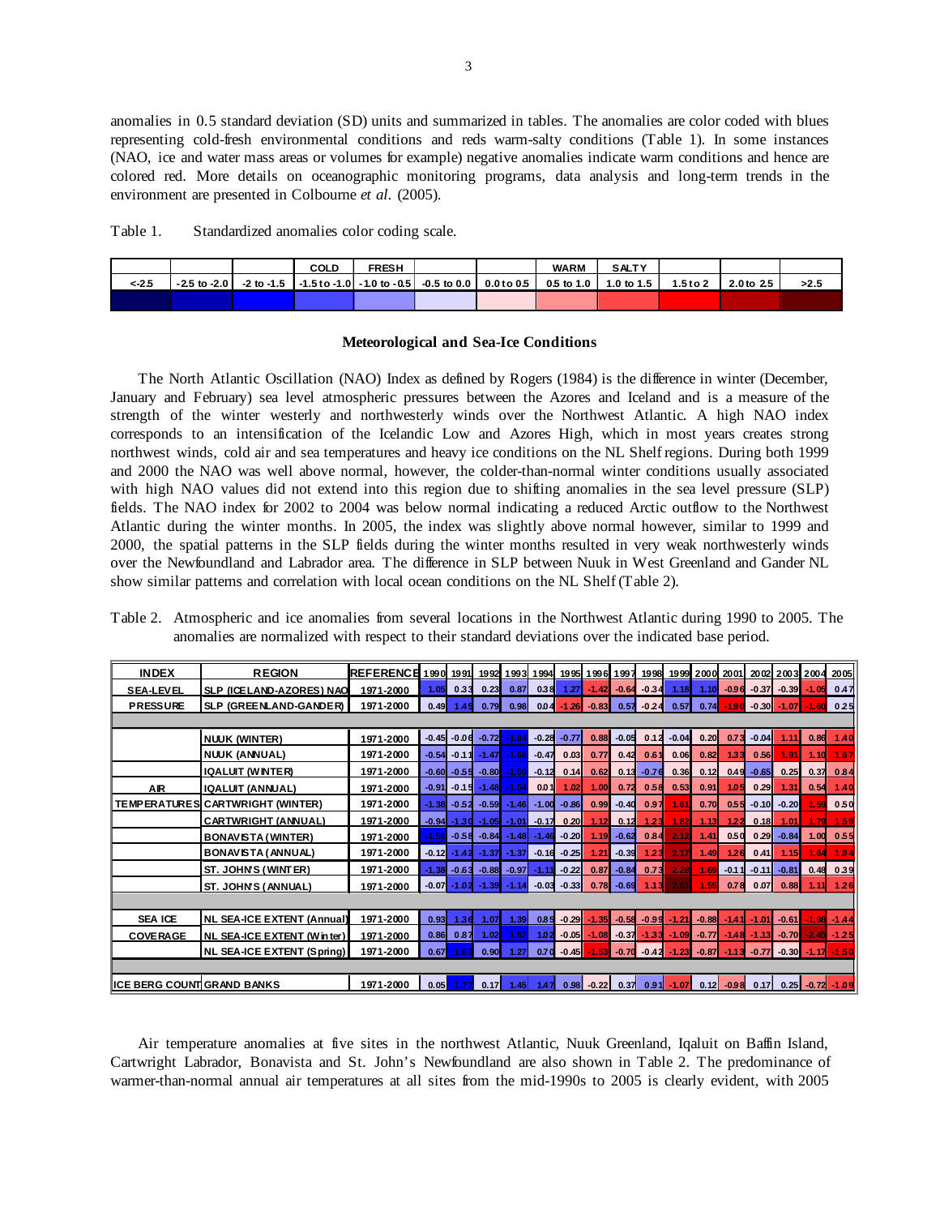anomalies in 0.5 standard deviation (SD) units and summarized in tables. The anomalies are color coded with blues representing cold-fresh environmental conditions and reds warm-salty conditions (Table 1). In some instances (NAO, ice and water mass areas or volumes for example) negative anomalies indicate warm conditions and hence are colored red. More details on oceanographic monitoring programs, data analysis and long-term trends in the environment are presented in Colbourne *et al.* (2005).

Table 1. Standardized anomalies color coding scale.

| | | | COLD | FRESH | | | WARM | SALTY | | | |
|---|---|---|---|---|---|---|---|---|---|---|---|
| <-2.5 | -2.5 to -2.0 | -2 to -1.5 | -1.5 to -1.0 | -1.0 to -0.5 | -0.5 to 0.0 | 0.0 to 0.5 | 0.5 to 1.0 | 1.0 to 1.5 | 1.5 to 2 | 2.0 to 2.5 | >2.5 |

## Meteorological and Sea-Ice Conditions

The North Atlantic Oscillation (NAO) Index as defined by Rogers (1984) is the difference in winter (December, January and February) sea level atmospheric pressures between the Azores and Iceland and is a measure of the strength of the winter westerly and northwesterly winds over the Northwest Atlantic. A high NAO index corresponds to an intensification of the Icelandic Low and Azores High, which in most years creates strong northwest winds, cold air and sea temperatures and heavy ice conditions on the NL Shelf regions. During both 1999 and 2000 the NAO was well above normal, however, the colder-than-normal winter conditions usually associated with high NAO values did not extend into this region due to shifting anomalies in the sea level pressure (SLP) fields. The NAO index for 2002 to 2004 was below normal indicating a reduced Arctic outflow to the Northwest Atlantic during the winter months. In 2005, the index was slightly above normal however, similar to 1999 and 2000, the spatial patterns in the SLP fields during the winter months resulted in very weak northwesterly winds over the Newfoundland and Labrador area. The difference in SLP between Nuuk in West Greenland and Gander NL show similar patterns and correlation with local ocean conditions on the NL Shelf (Table 2).

Table 2. Atmospheric and ice anomalies from several locations in the Northwest Atlantic during 1990 to 2005. The anomalies are normalized with respect to their standard deviations over the indicated base period.

| INDEX | REGION | REFERENCE | 1990 | 1991 | 1992 | 1993 | 1994 | 1995 | 1996 | 1997 | 1998 | 1999 | 2000 | 2001 | 2002 | 2003 | 2004 | 2005 |
|---|---|---|---|---|---|---|---|---|---|---|---|---|---|---|---|---|---|---|
| SEA-LEVEL | SLP (ICELAND-AZORES) NAO | 1971-2000 | 1.05 | 0.33 | 0.23 | 0.87 | 0.38 | 1.27 | -1.42 | -0.64 | -0.34 | 1.18 | 1.10 | -0.96 | -0.37 | -0.39 | -1.05 | 0.47 |
| PRESSURE | SLP (GREENLAND-GANDER) | 1971-2000 | 0.49 | 1.45 | 0.79 | 0.98 | 0.04 | -1.26 | -0.83 | 0.57 | -0.24 | 0.57 | 0.74 | -1.90 | -0.30 | -1.07 | -1.60 | 0.25 |
| | | | | | | | | | | | | | | | | | | |
| | NUUK (WINTER) | 1971-2000 | -0.45 | -0.06 | -0.72 | -1.84 | -0.28 | -0.77 | 0.88 | -0.05 | 0.12 | -0.04 | 0.20 | 0.73 | -0.04 | 1.11 | 0.86 | 1.40 |
| | NUUK (ANNUAL) | 1971-2000 | -0.54 | -0.11 | -1.47 | -1.63 | -0.47 | 0.03 | 0.77 | 0.42 | 0.61 | 0.06 | 0.82 | 1.33 | 0.56 | 1.91 | 1.10 | 1.67 |
| | IQALUIT (WINTER) | 1971-2000 | -0.60 | -0.55 | -0.80 | -1.59 | -0.12 | 0.14 | 0.62 | 0.13 | -0.76 | 0.36 | 0.12 | 0.49 | -0.65 | 0.25 | 0.37 | 0.84 |
| AIR | IQALUIT (ANNUAL) | 1971-2000 | -0.91 | -0.15 | -1.48 | -1.54 | 0.01 | 1.02 | 1.00 | 0.72 | 0.58 | 0.53 | 0.91 | 1.05 | 0.29 | 1.31 | 0.54 | 1.40 |
| TEMPERATURES | CARTWRIGHT (WINTER) | 1971-2000 | -1.38 | -0.52 | -0.59 | -1.46 | -1.00 | -0.86 | 0.99 | -0.40 | 0.97 | 1.61 | 0.70 | 0.55 | -0.10 | -0.20 | 1.56 | 0.50 |
| | CARTWRIGHT (ANNUAL) | 1971-2000 | -0.94 | -1.30 | -1.05 | -1.01 | -0.17 | 0.20 | 1.12 | 0.12 | 1.23 | 1.82 | 1.13 | 1.22 | 0.18 | 1.01 | 1.79 | 1.59 |
| | BONAVISTA (WINTER) | 1971-2000 | -1.51 | -0.58 | -0.84 | -1.48 | -1.46 | -0.20 | 1.19 | -0.62 | 0.84 | 2.12 | 1.41 | 0.50 | 0.29 | -0.84 | 1.00 | 0.55 |
| | BONAVISTA (ANNUAL) | 1971-2000 | -0.12 | -1.42 | -1.37 | -1.37 | -0.16 | -0.25 | 1.21 | -0.39 | 1.23 | 2.17 | 1.49 | 1.26 | 0.41 | 1.15 | 1.64 | 1.84 |
| | ST. JOHN'S (WINTER) | 1971-2000 | -1.38 | -0.63 | -0.88 | -0.97 | -1.11 | -0.22 | 0.87 | -0.84 | 0.73 | 2.28 | 1.69 | -0.11 | -0.11 | -0.81 | 0.48 | 0.39 |
| | ST. JOHN'S (ANNUAL) | 1971-2000 | -0.07 | -1.02 | -1.39 | -1.14 | -0.03 | -0.33 | 0.78 | -0.69 | 1.13 | 2.61 | 1.55 | 0.78 | 0.07 | 0.88 | 1.11 | 1.26 |
| | | | | | | | | | | | | | | | | | | |
| SEA ICE | NL SEA-ICE EXTENT (Annual) | 1971-2000 | 0.93 | 1.36 | 1.07 | 1.39 | 0.85 | -0.29 | -1.35 | -0.58 | -0.99 | -1.21 | -0.88 | -1.41 | -1.01 | -0.61 | -1.98 | -1.44 |
| COVERAGE | NL SEA-ICE EXTENT (Winter) | 1971-2000 | 0.86 | 0.87 | 1.02 | 1.52 | 1.02 | -0.05 | -1.08 | -0.37 | -1.33 | -1.09 | -0.77 | -1.48 | -1.13 | -0.70 | -2.45 | -1.25 |
| | NL SEA-ICE EXTENT (Spring) | 1971-2000 | 0.67 | 1.67 | 0.90 | 1.27 | 0.70 | -0.45 | -1.53 | -0.70 | -0.42 | -1.23 | -0.87 | -1.13 | -0.77 | -0.30 | -1.17 | -1.50 |
| | | | | | | | | | | | | | | | | | | |
| ICEBERG COUNT | GRAND BANKS | 1971-2000 | 0.05 | 1.77 | 0.17 | 1.45 | 1.47 | 0.98 | -0.22 | 0.37 | 0.91 | -1.07 | 0.12 | -0.98 | 0.17 | 0.25 | -0.72 | -1.09 |

Air temperature anomalies at five sites in the northwest Atlantic, Nuuk Greenland, Iqaluit on Baffin Island, Cartwright Labrador, Bonavista and St. John's Newfoundland are also shown in Table 2. The predominance of warmer-than-normal annual air temperatures at all sites from the mid-1990s to 2005 is clearly evident, with 2005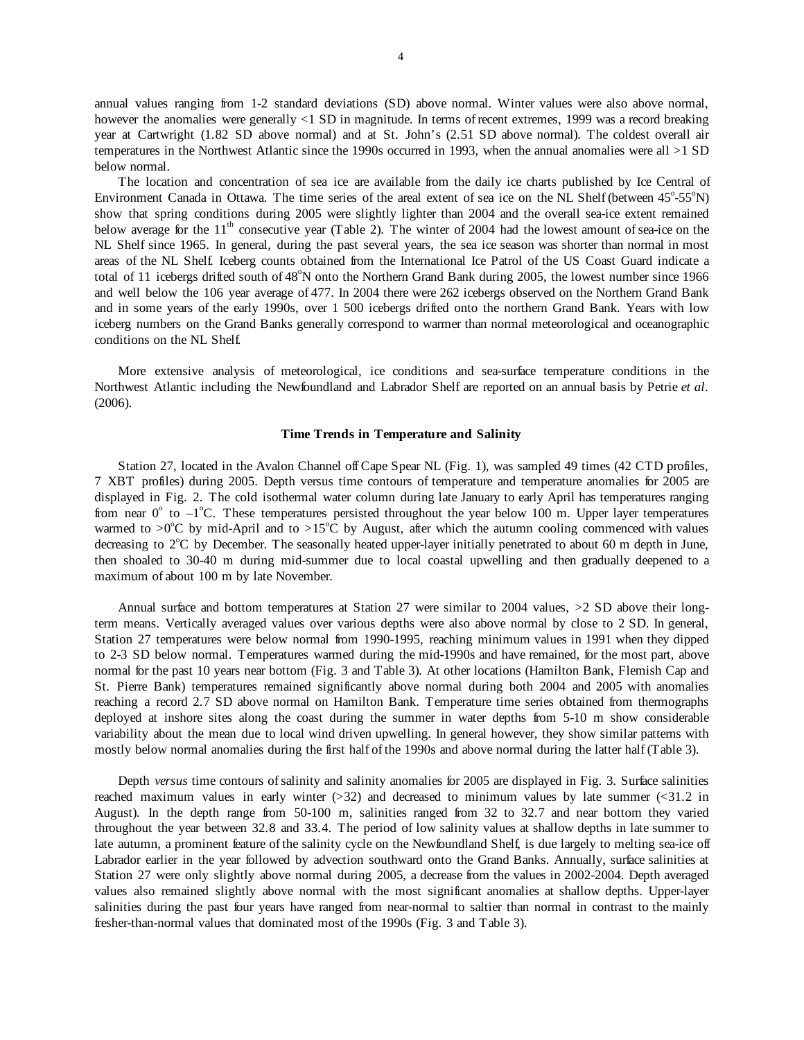annual values ranging from 1-2 standard deviations (SD) above normal. Winter values were also above normal, however the anomalies were generally <1 SD in magnitude. In terms of recent extremes, 1999 was a record breaking year at Cartwright (1.82 SD above normal) and at St. John's (2.51 SD above normal). The coldest overall air temperatures in the Northwest Atlantic since the 1990s occurred in 1993, when the annual anomalies were all >1 SD below normal.

The location and concentration of sea ice are available from the daily ice charts published by Ice Central of Environment Canada in Ottawa. The time series of the areal extent of sea ice on the NL Shelf (between 45°-55°N) show that spring conditions during 2005 were slightly lighter than 2004 and the overall sea-ice extent remained below average for the 11th consecutive year (Table 2). The winter of 2004 had the lowest amount of sea-ice on the NL Shelf since 1965. In general, during the past several years, the sea ice season was shorter than normal in most areas of the NL Shelf. Iceberg counts obtained from the International Ice Patrol of the US Coast Guard indicate a total of 11 icebergs drifted south of 48°N onto the Northern Grand Bank during 2005, the lowest number since 1966 and well below the 106 year average of 477. In 2004 there were 262 icebergs observed on the Northern Grand Bank and in some years of the early 1990s, over 1 500 icebergs drifted onto the northern Grand Bank. Years with low iceberg numbers on the Grand Banks generally correspond to warmer than normal meteorological and oceanographic conditions on the NL Shelf.

More extensive analysis of meteorological, ice conditions and sea-surface temperature conditions in the Northwest Atlantic including the Newfoundland and Labrador Shelf are reported on an annual basis by Petrie *et al*. (2006).

## Time Trends in Temperature and Salinity

Station 27, located in the Avalon Channel off Cape Spear NL (Fig. 1), was sampled 49 times (42 CTD profiles, 7 XBT profiles) during 2005. Depth versus time contours of temperature and temperature anomalies for 2005 are displayed in Fig. 2. The cold isothermal water column during late January to early April has temperatures ranging from near 0° to –1°C. These temperatures persisted throughout the year below 100 m. Upper layer temperatures warmed to >0°C by mid-April and to >15°C by August, after which the autumn cooling commenced with values decreasing to 2°C by December. The seasonally heated upper-layer initially penetrated to about 60 m depth in June, then shoaled to 30-40 m during mid-summer due to local coastal upwelling and then gradually deepened to a maximum of about 100 m by late November.

Annual surface and bottom temperatures at Station 27 were similar to 2004 values, >2 SD above their long-term means. Vertically averaged values over various depths were also above normal by close to 2 SD. In general, Station 27 temperatures were below normal from 1990-1995, reaching minimum values in 1991 when they dipped to 2-3 SD below normal. Temperatures warmed during the mid-1990s and have remained, for the most part, above normal for the past 10 years near bottom (Fig. 3 and Table 3). At other locations (Hamilton Bank, Flemish Cap and St. Pierre Bank) temperatures remained significantly above normal during both 2004 and 2005 with anomalies reaching a record 2.7 SD above normal on Hamilton Bank. Temperature time series obtained from thermographs deployed at inshore sites along the coast during the summer in water depths from 5-10 m show considerable variability about the mean due to local wind driven upwelling. In general however, they show similar patterns with mostly below normal anomalies during the first half of the 1990s and above normal during the latter half (Table 3).

Depth *versus* time contours of salinity and salinity anomalies for 2005 are displayed in Fig. 3. Surface salinities reached maximum values in early winter (>32) and decreased to minimum values by late summer (<31.2 in August). In the depth range from 50-100 m, salinities ranged from 32 to 32.7 and near bottom they varied throughout the year between 32.8 and 33.4. The period of low salinity values at shallow depths in late summer to late autumn, a prominent feature of the salinity cycle on the Newfoundland Shelf, is due largely to melting sea-ice off Labrador earlier in the year followed by advection southward onto the Grand Banks. Annually, surface salinities at Station 27 were only slightly above normal during 2005, a decrease from the values in 2002-2004. Depth averaged values also remained slightly above normal with the most significant anomalies at shallow depths. Upper-layer salinities during the past four years have ranged from near-normal to saltier than normal in contrast to the mainly fresher-than-normal values that dominated most of the 1990s (Fig. 3 and Table 3).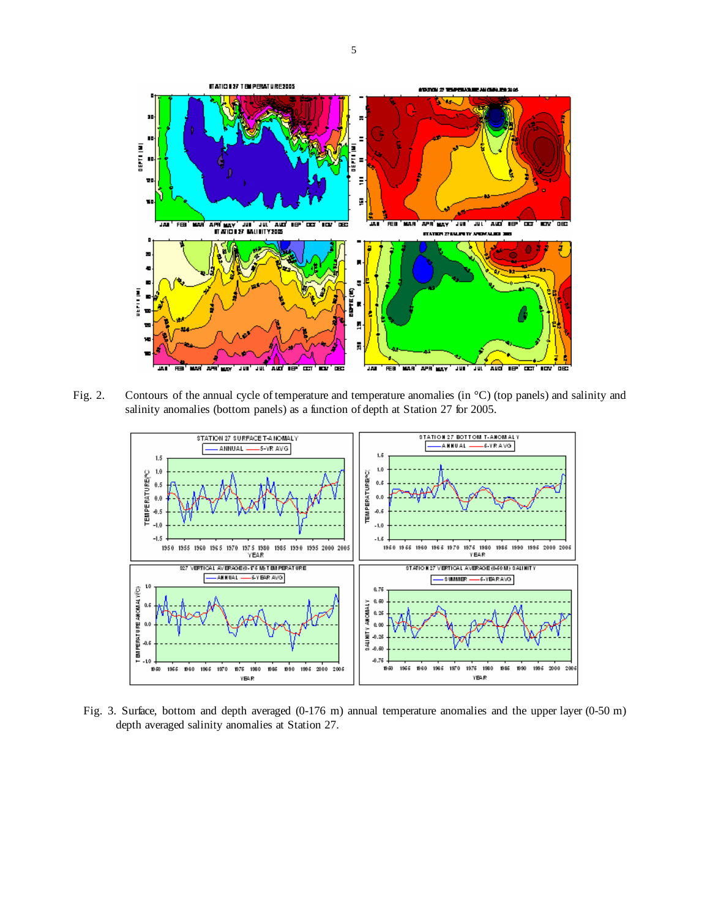STATION 27 TEMPERATURE 2005

STATION 27 TEMPERATURE ANOMALIES 2005

STATION 27 SALINITY 2005

STATION 27 SALINITY ANOMALIES 2005

Fig. 2. Contours of the annual cycle of temperature and temperature anomalies (in °C) (top panels) and salinity and salinity anomalies (bottom panels) as a function of depth at Station 27 for 2005.

STATION 27 SURFACE T-ANOMALY

STATION 27 BOTTOM T-ANOMALY

S27 VERTICAL AVERAGE (0-176 M) TEMPERATURE

STATION 27 VERTICAL AVERAGE (0-50 M) SALINITY

Fig. 3. Surface, bottom and depth averaged (0-176 m) annual temperature anomalies and the upper layer (0-50 m) depth averaged salinity anomalies at Station 27.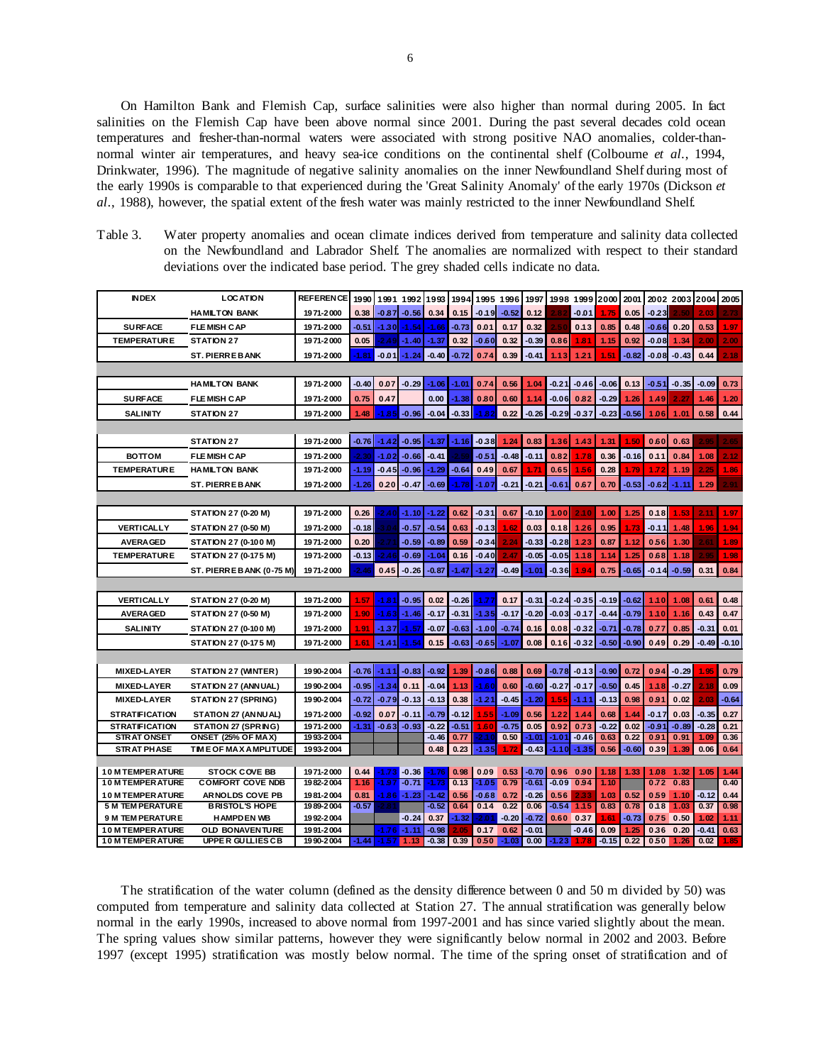On Hamilton Bank and Flemish Cap, surface salinities were also higher than normal during 2005. In fact salinities on the Flemish Cap have been above normal since 2001. During the past several decades cold ocean temperatures and fresher-than-normal waters were associated with strong positive NAO anomalies, colder-than-normal winter air temperatures, and heavy sea-ice conditions on the continental shelf (Colbourne *et al*., 1994, Drinkwater, 1996). The magnitude of negative salinity anomalies on the inner Newfoundland Shelf during most of the early 1990s is comparable to that experienced during the 'Great Salinity Anomaly' of the early 1970s (Dickson *et al*., 1988), however, the spatial extent of the fresh water was mainly restricted to the inner Newfoundland Shelf.

Table 3. Water property anomalies and ocean climate indices derived from temperature and salinity data collected on the Newfoundland and Labrador Shelf. The anomalies are normalized with respect to their standard deviations over the indicated base period. The grey shaded cells indicate no data.

| INDEX | LOCATION | REFERENCE | 1990 | 1991 | 1992 | 1993 | 1994 | 1995 | 1996 | 1997 | 1998 | 1999 | 2000 | 2001 | 2002 | 2003 | 2004 | 2005 |
|---|---|---|---|---|---|---|---|---|---|---|---|---|---|---|---|---|---|---|
| | HAMILTON BANK | 1971-2000 | 0.38 | -0.87 | -0.56 | 0.34 | 0.15 | -0.19 | -0.52 | 0.12 | 2.82 | -0.01 | 1.75 | 0.05 | -0.23 | 2.50 | 2.03 | 2.73 |
| SURFACE | FLEMISH CAP | 1971-2000 | -0.51 | -1.30 | -1.54 | -1.66 | -0.73 | 0.01 | 0.17 | 0.32 | 2.56 | 0.13 | 0.85 | 0.48 | -0.66 | 0.20 | 0.53 | 1.97 |
| TEMPERATURE | STATION 27 | 1971-2000 | 0.05 | -2.46 | -1.40 | -1.37 | 0.32 | -0.60 | 0.32 | -0.39 | 0.86 | 1.81 | 1.15 | 0.92 | -0.08 | 1.34 | 2.00 | 2.00 |
| | ST. PIERRE BANK | 1971-2000 | -1.85 | -0.01 | -1.24 | -0.40 | -0.72 | 0.74 | 0.39 | -0.41 | 1.13 | 1.21 | 1.51 | -0.82 | -0.08 | -0.43 | 0.44 | 2.18 |
| | | | | | | | | | | | | | | | | | | |
| | HAMILTON BANK | 1971-2000 | -0.40 | 0.07 | -0.29 | -1.06 | -1.01 | 0.74 | 0.56 | 1.04 | -0.21 | -0.46 | -0.06 | 0.13 | -0.51 | -0.35 | -0.09 | 0.73 |
| SURFACE | FLEMISH CAP | 1971-2000 | 0.75 | 0.47 | | 0.00 | -1.38 | 0.80 | 0.60 | 1.14 | -0.06 | 0.82 | -0.29 | 1.26 | 1.49 | 2.27 | 1.46 | 1.20 |
| SALINITY | STATION 27 | 1971-2000 | 1.48 | -1.85 | -0.96 | -0.04 | -0.33 | -1.82 | 0.22 | -0.26 | -0.29 | -0.37 | -0.23 | -0.56 | 1.06 | 1.01 | 0.58 | 0.44 |
| | | | | | | | | | | | | | | | | | | |
| | STATION 27 | 1971-2000 | -0.76 | -1.42 | -0.95 | -1.37 | -1.16 | -0.38 | 1.24 | 0.83 | 1.36 | 1.43 | 1.31 | 1.50 | 0.60 | 0.63 | 2.95 | 2.65 |
| BOTTOM | FLEMISH CAP | 1971-2000 | -2.30 | -1.02 | -0.66 | -0.41 | -2.59 | -0.51 | -0.48 | -0.11 | 0.82 | 1.78 | 0.36 | -0.16 | 0.11 | 0.84 | 1.08 | 2.12 |
| TEMPERATURE | HAMILTON BANK | 1971-2000 | -1.19 | -0.45 | -0.96 | -1.29 | -0.64 | 0.49 | 0.67 | 1.71 | 0.65 | 1.56 | 0.28 | 1.79 | 1.72 | 1.19 | 2.25 | 1.86 |
| | ST. PIERRE BANK | 1971-2000 | -1.26 | 0.20 | -0.47 | -0.69 | -1.78 | -1.07 | -0.21 | -0.21 | -0.61 | 0.67 | 0.70 | -0.53 | -0.62 | -1.11 | 1.29 | 2.95 |
| | | | | | | | | | | | | | | | | | | |
| | STATION 27 (0-20 M) | 1971-2000 | 0.26 | -2.40 | -1.10 | -1.22 | 0.62 | -0.31 | 0.67 | -0.10 | 1.00 | 2.10 | 1.00 | 1.25 | 0.18 | 1.53 | 2.11 | 1.97 |
| VERTICALLY | STATION 27 (0-50 M) | 1971-2000 | -0.18 | -2.67 | -0.57 | -0.54 | 0.63 | -0.13 | 1.62 | 0.03 | 0.18 | 1.26 | 0.95 | 1.73 | -0.11 | 1.48 | 1.96 | 1.94 |
| AVERAGED | STATION 27 (0-100 M) | 1971-2000 | 0.20 | -2.71 | -0.59 | -0.89 | 0.59 | -0.34 | 2.24 | -0.33 | -0.28 | 1.23 | 0.87 | 1.12 | 0.56 | 1.30 | 2.61 | 1.89 |
| TEMPERATURE | STATION 27 (0-175 M) | 1971-2000 | -0.13 | -2.48 | -0.69 | -1.04 | 0.16 | -0.40 | 2.47 | -0.05 | -0.05 | 1.18 | 1.14 | 1.25 | 0.68 | 1.18 | 2.95 | 1.98 |
| | ST. PIERRE BANK (0-75 M) | 1971-2000 | -2.36 | 0.45 | -0.26 | -0.87 | -1.47 | -1.27 | -0.49 | -1.01 | -0.36 | 1.94 | 0.75 | -0.65 | -0.14 | -0.59 | 0.31 | 0.84 |
| | | | | | | | | | | | | | | | | | | |
| VERTICALLY | STATION 27 (0-20 M) | 1971-2000 | 1.57 | -1.81 | -0.95 | 0.02 | -0.26 | -1.77 | 0.17 | -0.31 | -0.24 | -0.35 | -0.19 | -0.62 | 1.10 | 1.08 | 0.61 | 0.48 |
| AVERAGED | STATION 27 (0-50 M) | 1971-2000 | 1.90 | -1.63 | -1.46 | -0.17 | -0.31 | -1.35 | -0.17 | -0.20 | -0.03 | -0.17 | -0.44 | -0.79 | 1.10 | 1.16 | 0.43 | 0.47 |
| SALINITY | STATION 27 (0-100 M) | 1971-2000 | 1.91 | -1.37 | -1.57 | -0.07 | -0.63 | -1.00 | -0.74 | 0.16 | 0.08 | -0.32 | -0.71 | -0.78 | 0.77 | 0.85 | -0.31 | 0.01 |
| | STATION 27 (0-175 M) | 1971-2000 | 1.61 | -1.41 | -1.54 | 0.15 | -0.63 | -0.65 | -1.07 | 0.08 | 0.16 | -0.32 | -0.50 | -0.90 | 0.49 | 0.29 | -0.49 | -0.10 |
| | | | | | | | | | | | | | | | | | | |
| MIXED-LAYER | STATION 27 (WINTER) | 1990-2004 | -0.76 | -1.11 | -0.83 | -0.92 | 1.39 | -0.86 | 0.88 | 0.69 | -0.78 | -0.13 | -0.90 | 0.72 | 0.94 | -0.29 | 1.95 | 0.79 |
| MIXED-LAYER | STATION 27 (ANNUAL) | 1990-2004 | -0.95 | -1.34 | 0.11 | -0.04 | 1.13 | -1.60 | 0.60 | -0.60 | -0.27 | -0.17 | -0.50 | 0.45 | 1.18 | -0.27 | 2.18 | 0.09 |
| MIXED-LAYER | STATION 27 (SPRING) | 1990-2004 | -0.72 | -0.79 | -0.13 | -0.13 | 0.38 | -1.21 | -0.45 | -1.20 | 1.55 | -1.11 | -0.13 | 0.98 | 0.91 | 0.02 | 2.03 | -0.64 |
| STRATIFICATION | STATION 27 (ANNUAL) | 1971-2000 | -0.92 | 0.07 | -0.11 | -0.79 | -0.12 | 1.55 | -1.09 | 0.56 | 1.22 | 1.44 | 0.68 | 1.44 | -0.17 | 0.03 | -0.35 | 0.27 |
| STRATIFICATION | STATION 27 (SPRING) | 1971-2000 | -1.31 | -0.63 | -0.93 | -0.22 | -0.51 | 1.60 | -0.75 | 0.05 | 0.92 | 0.73 | -0.22 | 0.02 | -0.91 | -0.89 | -0.28 | 0.21 |
| STRAT ONSET | ONSET (25% OF MAX) | 1993-2004 | | | | -0.46 | 0.77 | -2.10 | 0.50 | -1.01 | -1.01 | -0.46 | 0.63 | 0.22 | 0.91 | 0.91 | 1.09 | 0.36 |
| STRAT PHASE | TIME OF MAX AMPLITUDE | 1993-2004 | | | | 0.48 | 0.23 | -1.35 | 1.72 | -0.43 | -1.10 | -1.35 | 0.56 | -0.60 | 0.39 | 1.39 | 0.06 | 0.64 |
| | | | | | | | | | | | | | | | | | | |
| 10 M TEMPERATURE | STOCK COVE BB | 1971-2000 | 0.44 | -1.73 | -0.36 | -1.76 | 0.98 | 0.09 | 0.53 | -0.70 | 0.96 | 0.90 | 1.18 | 1.33 | 1.08 | 1.32 | 1.05 | 1.44 |
| 10 M TEMPERATURE | COMFORT COVE NDB | 1982-2004 | 1.16 | -1.97 | -0.71 | -1.73 | 0.13 | -1.05 | 0.79 | -0.61 | -0.09 | 0.94 | 1.10 | | 0.72 | 0.83 | | 0.40 |
| 10 M TEMPERATURE | ARNOLDS COVE PB | 1981-2004 | 0.81 | -1.86 | -1.23 | -1.42 | 0.56 | -0.68 | 0.72 | -0.26 | 0.56 | 2.33 | 1.03 | 0.52 | 0.59 | 1.10 | -0.12 | 0.44 |
| 5 M TEMPERATURE | BRISTOL'S HOPE | 1989-2004 | -0.57 | -2.61 | | -0.52 | 0.64 | 0.14 | 0.22 | 0.06 | -0.54 | 1.15 | 0.83 | 0.78 | 0.18 | 1.03 | 0.37 | 0.98 |
| 9 M TEMPERATURE | HAMPDEN WB | 1992-2004 | | | -0.24 | 0.37 | -1.32 | 2.01 | -0.20 | -0.72 | 0.60 | 0.37 | 1.61 | -0.73 | 0.75 | 0.50 | 1.02 | 1.11 |
| 10 M TEMPERATURE | OLD BONAVENTURE | 1991-2004 | | -1.76 | -1.11 | -0.98 | 2.05 | 0.17 | 0.62 | -0.01 | | -0.46 | 0.09 | 1.25 | 0.36 | 0.20 | -0.41 | 0.63 |
| 10 M TEMPERATURE | UPPER GULLIES CB | 1990-2004 | -1.44 | -1.57 | 1.13 | -0.38 | 0.39 | 0.50 | -1.03 | 0.00 | -1.23 | 1.78 | -0.15 | 0.22 | 0.50 | 1.26 | 0.02 | 1.85 |

The stratification of the water column (defined as the density difference between 0 and 50 m divided by 50) was computed from temperature and salinity data collected at Station 27. The annual stratification was generally below normal in the early 1990s, increased to above normal from 1997-2001 and has since varied slightly about the mean. The spring values show similar patterns, however they were significantly below normal in 2002 and 2003. Before 1997 (except 1995) stratification was mostly below normal. The time of the spring onset of stratification and of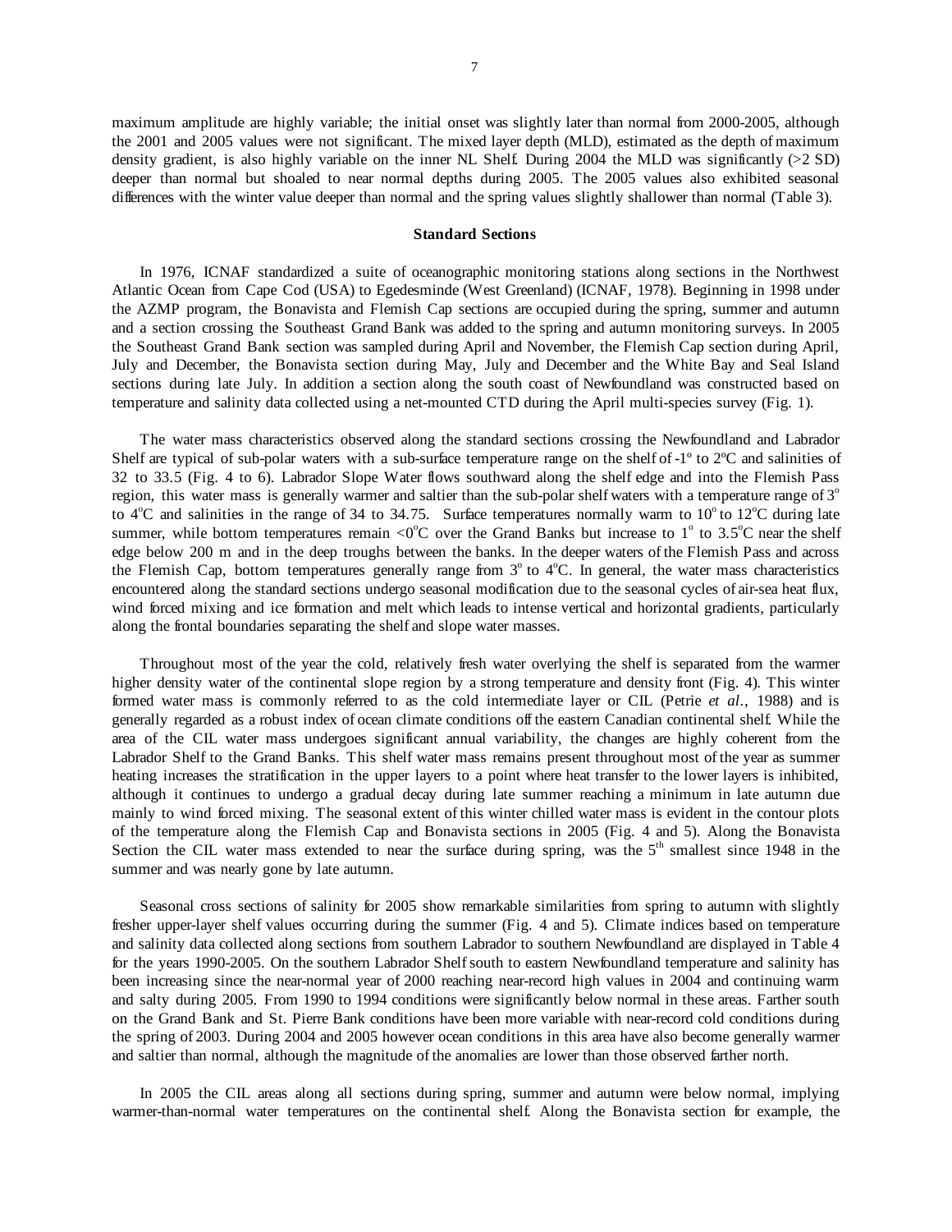maximum amplitude are highly variable; the initial onset was slightly later than normal from 2000-2005, although the 2001 and 2005 values were not significant. The mixed layer depth (MLD), estimated as the depth of maximum density gradient, is also highly variable on the inner NL Shelf. During 2004 the MLD was significantly (>2 SD) deeper than normal but shoaled to near normal depths during 2005. The 2005 values also exhibited seasonal differences with the winter value deeper than normal and the spring values slightly shallower than normal (Table 3).

## Standard Sections

In 1976, ICNAF standardized a suite of oceanographic monitoring stations along sections in the Northwest Atlantic Ocean from Cape Cod (USA) to Egedesminde (West Greenland) (ICNAF, 1978). Beginning in 1998 under the AZMP program, the Bonavista and Flemish Cap sections are occupied during the spring, summer and autumn and a section crossing the Southeast Grand Bank was added to the spring and autumn monitoring surveys. In 2005 the Southeast Grand Bank section was sampled during April and November, the Flemish Cap section during April, July and December, the Bonavista section during May, July and December and the White Bay and Seal Island sections during late July. In addition a section along the south coast of Newfoundland was constructed based on temperature and salinity data collected using a net-mounted CTD during the April multi-species survey (Fig. 1).

The water mass characteristics observed along the standard sections crossing the Newfoundland and Labrador Shelf are typical of sub-polar waters with a sub-surface temperature range on the shelf of -1º to 2ºC and salinities of 32 to 33.5 (Fig. 4 to 6). Labrador Slope Water flows southward along the shelf edge and into the Flemish Pass region, this water mass is generally warmer and saltier than the sub-polar shelf waters with a temperature range of 3º to 4ºC and salinities in the range of 34 to 34.75. Surface temperatures normally warm to 10º to 12ºC during late summer, while bottom temperatures remain <0ºC over the Grand Banks but increase to 1º to 3.5ºC near the shelf edge below 200 m and in the deep troughs between the banks. In the deeper waters of the Flemish Pass and across the Flemish Cap, bottom temperatures generally range from 3º to 4ºC. In general, the water mass characteristics encountered along the standard sections undergo seasonal modification due to the seasonal cycles of air-sea heat flux, wind forced mixing and ice formation and melt which leads to intense vertical and horizontal gradients, particularly along the frontal boundaries separating the shelf and slope water masses.

Throughout most of the year the cold, relatively fresh water overlying the shelf is separated from the warmer higher density water of the continental slope region by a strong temperature and density front (Fig. 4). This winter formed water mass is commonly referred to as the cold intermediate layer or CIL (Petrie *et al*., 1988) and is generally regarded as a robust index of ocean climate conditions off the eastern Canadian continental shelf. While the area of the CIL water mass undergoes significant annual variability, the changes are highly coherent from the Labrador Shelf to the Grand Banks. This shelf water mass remains present throughout most of the year as summer heating increases the stratification in the upper layers to a point where heat transfer to the lower layers is inhibited, although it continues to undergo a gradual decay during late summer reaching a minimum in late autumn due mainly to wind forced mixing. The seasonal extent of this winter chilled water mass is evident in the contour plots of the temperature along the Flemish Cap and Bonavista sections in 2005 (Fig. 4 and 5). Along the Bonavista Section the CIL water mass extended to near the surface during spring, was the 5th smallest since 1948 in the summer and was nearly gone by late autumn.

Seasonal cross sections of salinity for 2005 show remarkable similarities from spring to autumn with slightly fresher upper-layer shelf values occurring during the summer (Fig. 4 and 5). Climate indices based on temperature and salinity data collected along sections from southern Labrador to southern Newfoundland are displayed in Table 4 for the years 1990-2005. On the southern Labrador Shelf south to eastern Newfoundland temperature and salinity has been increasing since the near-normal year of 2000 reaching near-record high values in 2004 and continuing warm and salty during 2005. From 1990 to 1994 conditions were significantly below normal in these areas. Farther south on the Grand Bank and St. Pierre Bank conditions have been more variable with near-record cold conditions during the spring of 2003. During 2004 and 2005 however ocean conditions in this area have also become generally warmer and saltier than normal, although the magnitude of the anomalies are lower than those observed farther north.

In 2005 the CIL areas along all sections during spring, summer and autumn were below normal, implying warmer-than-normal water temperatures on the continental shelf. Along the Bonavista section for example, the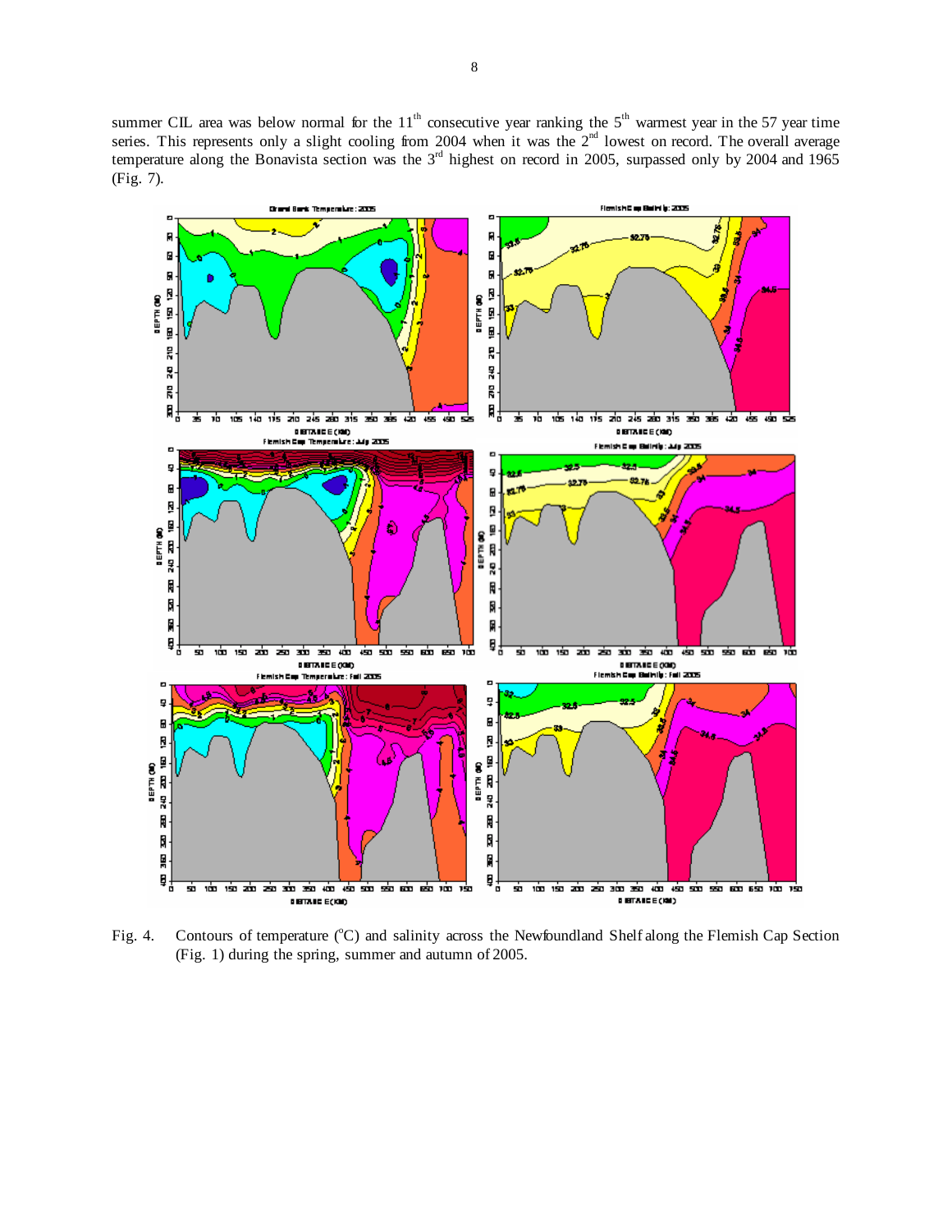summer CIL area was below normal for the 11th consecutive year ranking the 5th warmest year in the 57 year time series. This represents only a slight cooling from 2004 when it was the 2nd lowest on record. The overall average temperature along the Bonavista section was the 3rd highest on record in 2005, surpassed only by 2004 and 1965 (Fig. 7).

Fig. 4. Contours of temperature (°C) and salinity across the Newfoundland Shelf along the Flemish Cap Section (Fig. 1) during the spring, summer and autumn of 2005.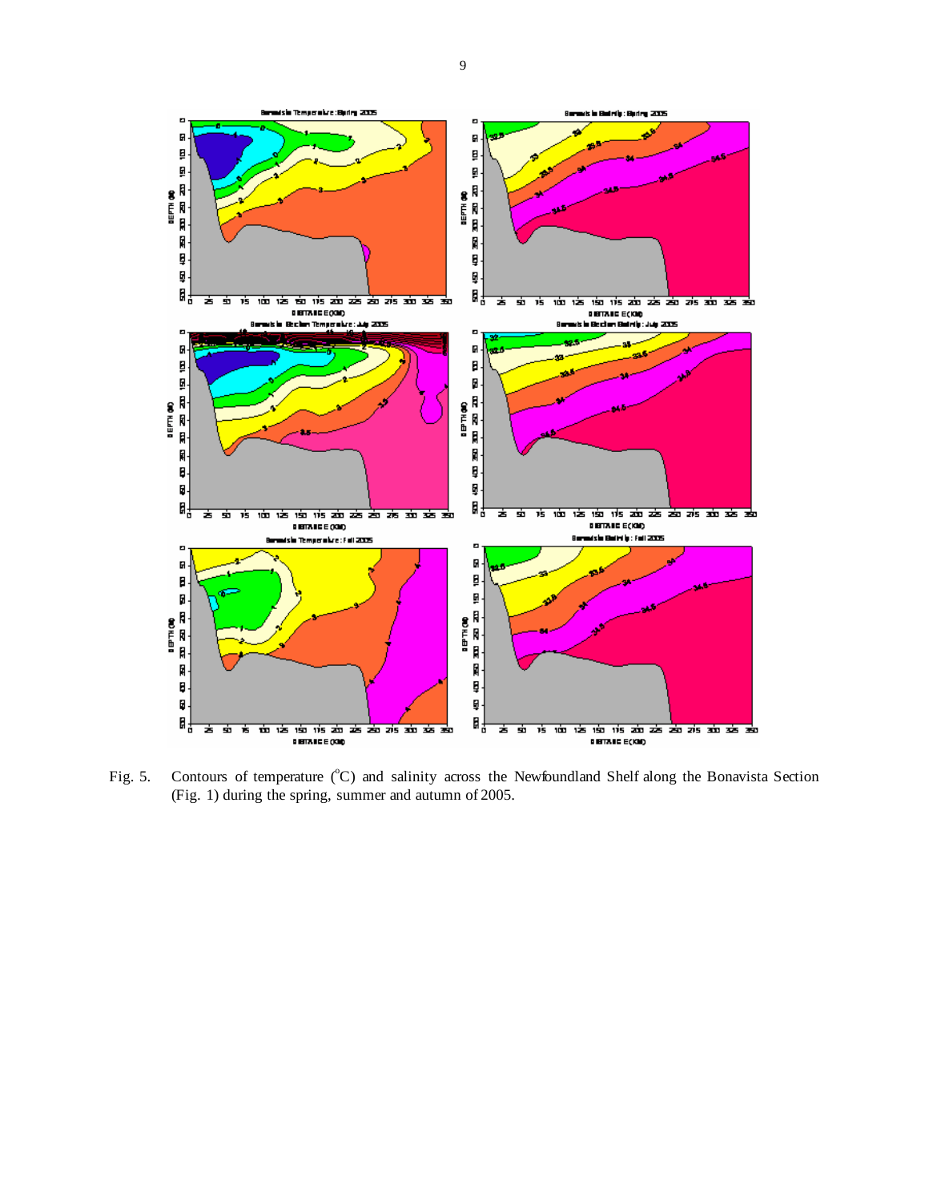Fig. 5. Contours of temperature (°C) and salinity across the Newfoundland Shelf along the Bonavista Section (Fig. 1) during the spring, summer and autumn of 2005.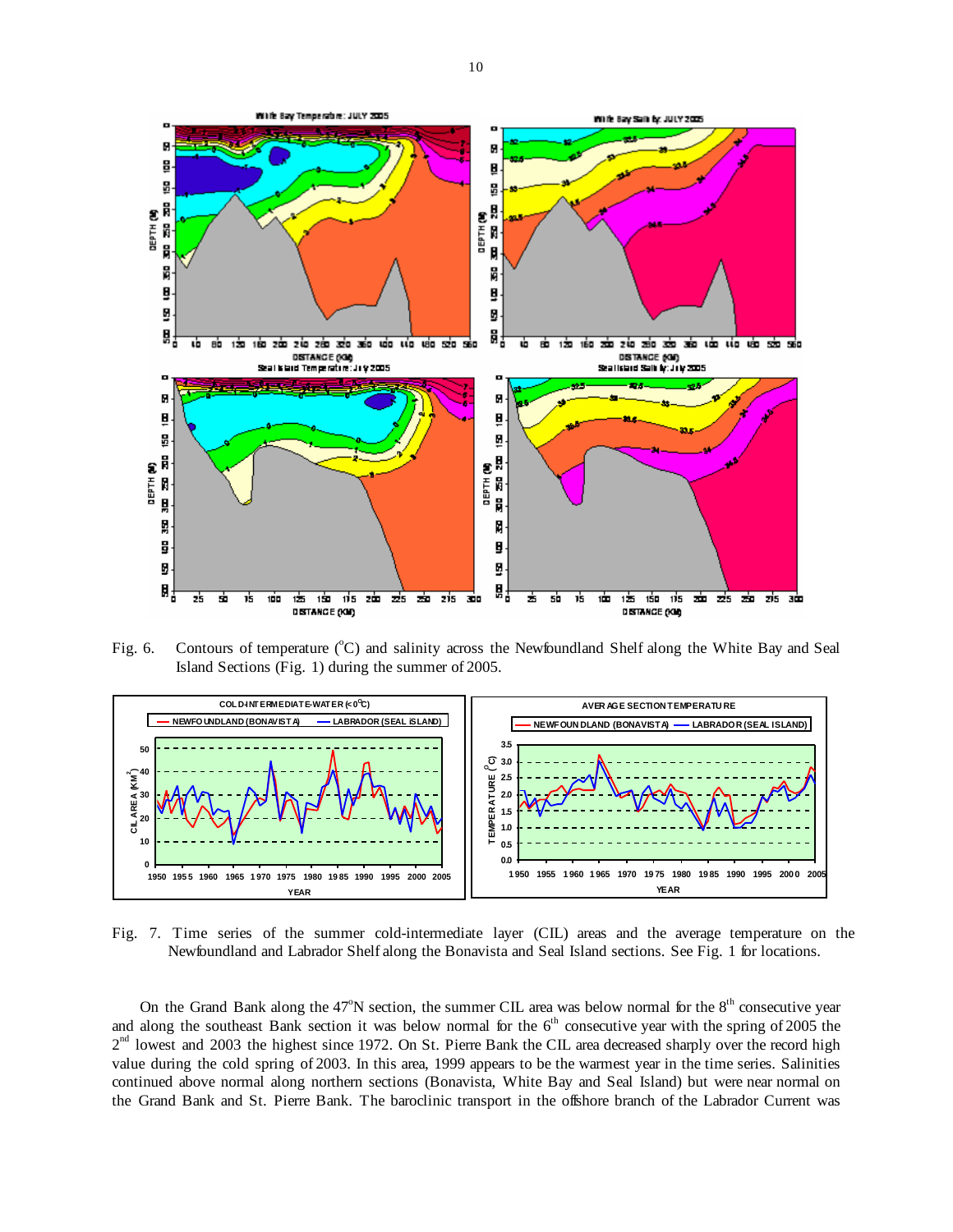White Bay Temperature: JULY 2005

White Bay Salinity: JULY 2005

Seal Island Temperature: July 2005

Seal Island Salinity: July 2005

DEPTH (M)

DISTANCE (KM)

Fig. 6. Contours of temperature (°C) and salinity across the Newfoundland Shelf along the White Bay and Seal Island Sections (Fig. 1) during the summer of 2005.

COLD-INTERMEDIATE-WATER (<0°C)

NEWFOUNDLAND (BONAVISTA) LABRADOR (SEAL ISLAND)

CIL AREA (KM$^2$)

YEAR

AVERAGE SECTION TEMPERATURE

NEWFOUNDLAND (BONAVISTA) LABRADOR (SEAL ISLAND)

TEMPERATURE (°C)

YEAR

Fig. 7. Time series of the summer cold-intermediate layer (CIL) areas and the average temperature on the Newfoundland and Labrador Shelf along the Bonavista and Seal Island sections. See Fig. 1 for locations.

On the Grand Bank along the 47°N section, the summer CIL area was below normal for the 8th consecutive year and along the southeast Bank section it was below normal for the 6th consecutive year with the spring of 2005 the 2nd lowest and 2003 the highest since 1972. On St. Pierre Bank the CIL area decreased sharply over the record high value during the cold spring of 2003. In this area, 1999 appears to be the warmest year in the time series. Salinities continued above normal along northern sections (Bonavista, White Bay and Seal Island) but were near normal on the Grand Bank and St. Pierre Bank. The baroclinic transport in the offshore branch of the Labrador Current was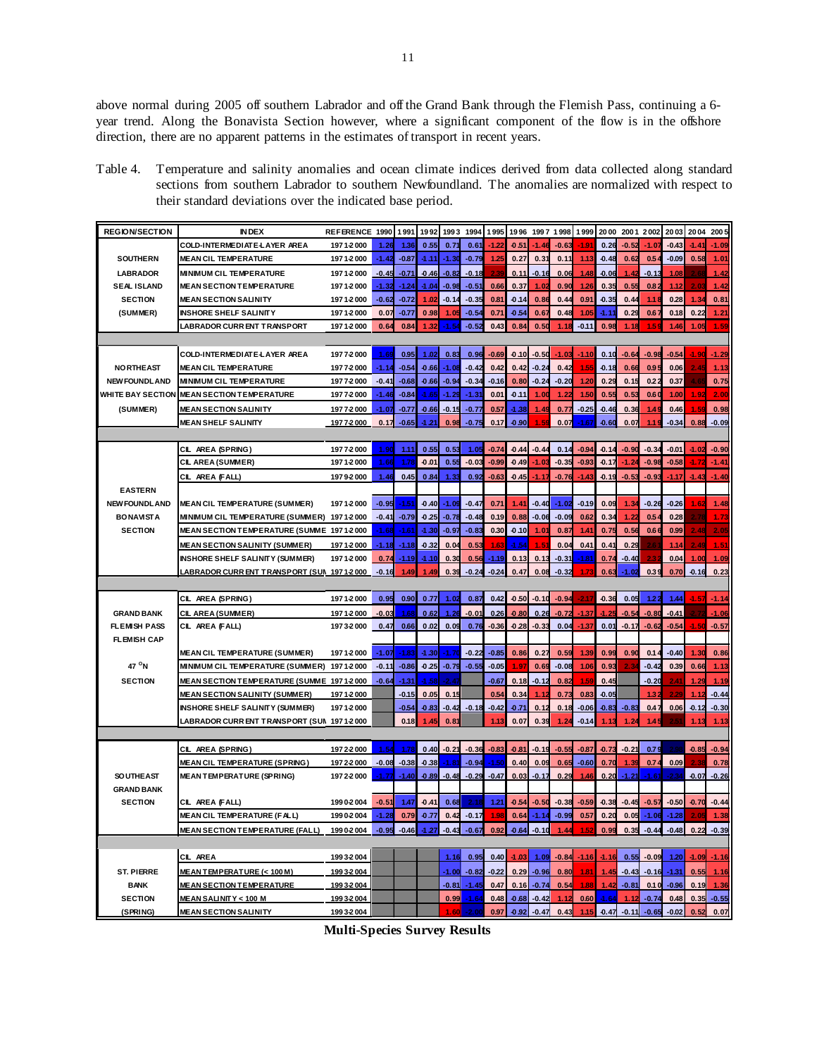above normal during 2005 off southern Labrador and off the Grand Bank through the Flemish Pass, continuing a 6-year trend. Along the Bonavista Section however, where a significant component of the flow is in the offshore direction, there are no apparent patterns in the estimates of transport in recent years.

Table 4. Temperature and salinity anomalies and ocean climate indices derived from data collected along standard sections from southern Labrador to southern Newfoundland. The anomalies are normalized with respect to their standard deviations over the indicated base period.

| REGION/SECTION | INDEX | REFERENCE | 1990 | 1991 | 1992 | 1993 | 1994 | 1995 | 1996 | 1997 | 1998 | 1999 | 2000 | 2001 | 2002 | 2003 | 2004 | 2005 |
|---|---|---|---|---|---|---|---|---|---|---|---|---|---|---|---|---|---|---|
| SOUTHERN LABRADOR SEAL ISLAND SECTION (SUMMER) | COLD-INTERMEDIATE-LAYER AREA | 1971-2000 | 1.26 | 1.36 | 0.55 | 0.71 | 0.61 | -1.22 | -0.51 | -1.46 | -0.63 | -1.91 | 0.26 | -0.52 | -1.07 | -0.43 | -1.41 | -1.09 |
| | MEAN CIL TEMPERATURE | 1971-2000 | -1.42 | -0.87 | -1.11 | -1.30 | -0.79 | 1.25 | 0.27 | 0.31 | 0.11 | 1.13 | -0.48 | 0.62 | 0.54 | -0.09 | 0.58 | 1.01 |
| | MINIMUM CIL TEMPERATURE | 1971-2000 | -0.45 | -0.71 | -0.46 | -0.82 | -0.18 | 2.39 | 0.11 | -0.16 | 0.06 | 1.48 | -0.06 | 1.42 | -0.13 | 1.08 | 2.48 | 1.42 |
| | MEAN SECTION TEMPERATURE | 1971-2000 | -1.32 | -1.24 | -1.04 | -0.98 | -0.51 | 0.66 | 0.37 | 1.02 | 0.90 | 1.26 | 0.35 | 0.55 | 0.82 | 1.12 | 2.03 | 1.42 |
| | MEAN SECTION SALINITY | 1971-2000 | -0.62 | -0.72 | 1.02 | -0.14 | -0.35 | 0.81 | -0.14 | 0.86 | 0.44 | 0.91 | -0.35 | 0.44 | 1.18 | 0.28 | 1.34 | 0.81 |
| | INSHORE SHELF SALINITY | 1971-2000 | 0.07 | -0.77 | 0.98 | 1.05 | -0.54 | 0.71 | -0.54 | 0.67 | 0.48 | 1.05 | -1.11 | 0.29 | 0.67 | 0.18 | 0.22 | 1.21 |
| | LABRADOR CURRENT TRANSPORT | 1971-2000 | 0.64 | 0.84 | 1.32 | -1.54 | -0.52 | 0.43 | 0.84 | 0.50 | 1.18 | -0.11 | 0.98 | 1.18 | 1.59 | 1.46 | 1.05 | 1.59 |
| NORTHEAST NEWFOUNDLAND WHITE BAY SECTION (SUMMER) | COLD-INTERMEDIATE-LAYER AREA | 1977-2000 | 1.65 | 0.95 | 1.02 | 0.83 | 0.96 | -0.69 | -0.10 | -0.50 | -1.03 | -1.10 | 0.10 | -0.64 | -0.98 | -0.54 | -1.90 | -1.29 |
| | MEAN CIL TEMPERATURE | 1977-2000 | -1.14 | -0.54 | -0.66 | -1.08 | -0.42 | 0.42 | 0.42 | -0.24 | 0.42 | 1.55 | -0.18 | 0.66 | 0.95 | 0.06 | 2.45 | 1.13 |
| | MINIMUM CIL TEMPERATURE | 1977-2000 | -0.41 | -0.68 | -0.66 | -0.94 | -0.34 | -0.16 | 0.80 | -0.24 | -0.20 | 1.20 | 0.29 | 0.15 | 0.27 | 0.37 | -4.82 | 0.75 |
| | MEAN SECTION TEMPERATURE | 1977-2000 | -1.46 | -0.84 | -1.66 | -1.29 | -1.31 | 0.01 | -0.11 | 1.00 | 1.22 | 1.50 | 0.55 | 0.53 | 0.60 | 1.00 | 1.92 | 2.00 |
| | MEAN SECTION SALINITY | 1977-2000 | -1.07 | -0.77 | -0.66 | -0.15 | -0.77 | 0.57 | -1.38 | 1.49 | 0.77 | -0.25 | -0.46 | 0.36 | 1.49 | 0.46 | 1.59 | 0.98 |
| | MEAN SHELF SALINITY | 1977-2000 | 0.17 | -0.65 | -1.21 | 0.98 | -0.75 | 0.17 | -0.90 | 1.59 | 0.07 | -1.67 | -0.60 | 0.07 | 1.19 | -0.34 | 0.88 | -0.09 |
| EASTERN NEWFOUNDLAND BONAVISTA SECTION | CIL AREA (SPRING) | 1977-2000 | 1.60 | 1.11 | 0.55 | 0.53 | 1.05 | -0.74 | -0.44 | -0.44 | 0.14 | -0.94 | -0.14 | -0.90 | -0.34 | -0.01 | -1.02 | -0.90 |
| | CIL AREA (SUMMER) | 1971-2000 | 1.64 | 1.78 | -0.01 | 0.55 | -0.03 | -0.99 | -0.49 | -1.03 | -0.35 | -0.93 | -0.17 | -1.24 | -0.98 | -0.58 | -1.72 | -1.41 |
| | CIL AREA (FALL) | 1979-2000 | 1.46 | 0.45 | 0.84 | 1.33 | 0.92 | -0.63 | -0.45 | -1.17 | -0.76 | -1.43 | -0.19 | -0.53 | -0.93 | -1.17 | -1.43 | -1.40 |
| | MEAN CIL TEMPERATURE (SUMMER) | 1971-2000 | -0.95 | -1.51 | -0.40 | -1.09 | -0.47 | 0.71 | 1.41 | -0.40 | -1.02 | -0.19 | 0.09 | 1.34 | -0.26 | -0.26 | 1.62 | 1.48 |
| | MINIMUM CIL TEMPERATURE (SUMMER) | 1971-2000 | -0.41 | -0.79 | -0.25 | -0.78 | -0.48 | 0.19 | 0.88 | -0.06 | -0.09 | 0.62 | 0.34 | 1.22 | 0.54 | 0.28 | 2.78 | 1.73 |
| | MEAN SECTION TEMPERATURE (SUMME | 1971-2000 | -1.68 | -1.61 | -1.30 | -0.97 | -0.83 | 0.30 | -0.10 | 1.01 | 0.87 | 1.41 | 0.75 | 0.56 | 0.66 | 0.99 | 2.48 | 2.05 |
| | MEAN SECTION SALINITY (SUMMER) | 1971-2000 | -1.18 | -1.18 | -0.32 | 0.04 | 0.53 | 1.63 | -1.51 | 1.51 | 0.04 | 0.41 | 0.41 | 0.29 | 2.81 | 1.14 | 2.49 | 1.51 |
| | INSHORE SHELF SALINITY (SUMMER) | 1971-2000 | 0.74 | -1.19 | -1.10 | 0.30 | 0.56 | -1.19 | 0.13 | 0.13 | -0.31 | -1.61 | 0.74 | -0.40 | 2.32 | 0.04 | 1.00 | 1.09 |
| | LABRADOR CURRENT TRANSPORT (SUM | 1971-2000 | -0.16 | 1.49 | 1.49 | 0.39 | -0.24 | -0.24 | 0.47 | 0.08 | -0.32 | 1.73 | 0.63 | -1.02 | 0.39 | 0.70 | -0.16 | 0.23 |
| GRAND BANK FLEMISH PASS FLEMISH CAP 47 °N SECTION | CIL AREA (SPRING) | 1971-2000 | 0.95 | 0.90 | 0.77 | 1.02 | 0.87 | 0.42 | -0.50 | -0.10 | -0.94 | -2.17 | -0.36 | 0.05 | 1.22 | 1.44 | -1.57 | -1.14 |
| | CIL AREA (SUMMER) | 1971-2000 | -0.03 | 1.66 | 0.62 | 1.26 | -0.01 | 0.26 | -0.80 | 0.26 | -0.72 | -1.37 | -1.25 | -0.54 | -0.80 | -0.41 | -2.72 | -1.06 |
| | CIL AREA (FALL) | 1973-2000 | 0.47 | 0.66 | 0.02 | 0.09 | 0.76 | -0.36 | -0.28 | -0.33 | 0.04 | -1.37 | 0.01 | -0.17 | -0.62 | -0.54 | -1.50 | -0.57 |
| | MEAN CIL TEMPERATURE (SUMMER) | 1971-2000 | -1.07 | -1.83 | -1.30 | -1.70 | -0.22 | -0.85 | 0.86 | 0.27 | 0.59 | 1.39 | 0.99 | 0.90 | 0.14 | -0.40 | 1.30 | 0.86 |
| | MINIMUM CIL TEMPERATURE (SUMMER) | 1971-2000 | -0.11 | -0.86 | -0.25 | -0.79 | -0.55 | -0.05 | 1.97 | 0.69 | -0.08 | 1.06 | 0.93 | 2.34 | -0.42 | 0.39 | 0.66 | 1.13 |
| | MEAN SECTION TEMPERATURE (SUMME | 1971-2000 | -0.64 | -1.31 | -1.50 | -2.41 | | -0.67 | 0.18 | -0.12 | 0.82 | 1.59 | 0.45 | | -0.20 | 2.41 | 1.29 | 1.19 |
| | MEAN SECTION SALINITY (SUMMER) | 1971-2000 | | -0.15 | 0.05 | 0.15 | | 0.54 | 0.34 | 1.12 | 0.73 | 0.83 | -0.05 | | 1.32 | 2.20 | 1.12 | -0.44 |
| | INSHORE SHELF SALINITY (SUMMER) | 1971-2000 | | -0.54 | -0.83 | -0.42 | -0.18 | -0.42 | -0.71 | 0.12 | 0.18 | -0.06 | -0.83 | -0.83 | 0.47 | 0.06 | -0.12 | -0.30 |
| | LABRADOR CURRENT TRANSPORT (SUM | 1971-2000 | | 0.18 | 1.45 | 0.81 | | 1.13 | 0.07 | 0.39 | 1.24 | -0.14 | 1.13 | 1.24 | 1.45 | 2.51 | 1.13 | 1.13 |
| SOUTHEAST GRAND BANK SECTION | CIL AREA (SPRING) | 1972-2000 | 1.74 | 1.76 | 0.40 | -0.21 | -0.36 | -0.83 | -0.81 | -0.19 | -0.55 | -0.87 | -0.73 | -0.21 | 0.79 | -2.35 | -0.85 | -0.94 |
| | MEAN CIL TEMPERATURE (SPRING) | 1972-2000 | -0.08 | -0.38 | -0.38 | -1.81 | -0.94 | -1.50 | 0.40 | 0.09 | 0.65 | -0.60 | 0.70 | 1.39 | 0.74 | 0.09 | 2.33 | 0.78 |
| | MEAN TEMPERATURE (SPRING) | 1972-2000 | -1.77 | -1.40 | -0.89 | -0.48 | -0.29 | -0.47 | 0.03 | -0.17 | 0.29 | 1.46 | 0.20 | -1.21 | -1.60 | -2.36 | -0.07 | -0.26 |
| | CIL AREA (FALL) | 1990-2004 | -0.51 | 1.47 | -0.41 | 0.68 | 2.18 | 1.21 | -0.54 | -0.50 | -0.38 | -0.59 | -0.38 | -0.45 | -0.57 | -0.50 | -0.70 | -0.44 |
| | MEAN CIL TEMPERATURE (FALL) | 1990-2004 | -1.28 | 0.79 | -0.77 | 0.42 | -0.17 | 1.98 | 0.64 | -1.14 | -0.99 | 0.57 | 0.20 | 0.05 | -1.06 | -1.28 | 2.05 | 1.38 |
| | MEAN SECTION TEMPERATURE (FALL) | 1990-2004 | -0.95 | -0.46 | -1.27 | -0.43 | -0.67 | 0.92 | -0.64 | -0.10 | 1.44 | 1.52 | 0.99 | 0.35 | -0.44 | -0.48 | 0.22 | -0.39 |
| ST. PIERRE BANK SECTION (SPRING) | CIL AREA | 1993-2004 | | | | 1.16 | 0.95 | 0.40 | -1.03 | 1.09 | -0.84 | -1.16 | -1.16 | 0.55 | -0.09 | 1.20 | -1.09 | -1.16 |
| | MEAN TEMPERATURE (< 100 M) | 1993-2004 | | | | -1.00 | -0.82 | -0.22 | 0.29 | -0.96 | 0.80 | 1.81 | 1.45 | -0.43 | -0.16 | -1.31 | 0.55 | 1.16 |
| | MEAN SECTION TEMPERATURE | 1993-2004 | | | | -0.81 | -1.45 | 0.47 | 0.16 | -0.74 | 0.54 | 1.88 | 1.42 | -0.81 | 0.10 | -0.96 | 0.19 | 1.36 |
| | MEAN SALINITY < 100 M | 1993-2004 | | | | 0.99 | -1.95 | 0.48 | -0.68 | -0.42 | 1.12 | 0.60 | -1.62 | 1.12 | -0.74 | 0.48 | 0.35 | -0.55 |
| | MEAN SECTION SALINITY | 1993-2004 | | | | 1.60 | -2.00 | 0.97 | -0.92 | -0.47 | 0.43 | 1.15 | -0.47 | -0.11 | -0.65 | -0.02 | 0.52 | 0.07 |

**Multi-Species Survey Results**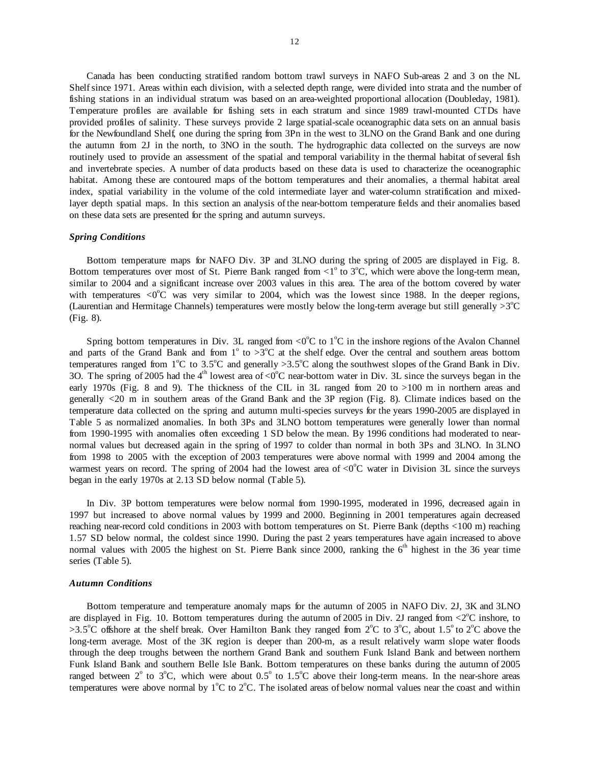Canada has been conducting stratified random bottom trawl surveys in NAFO Sub-areas 2 and 3 on the NL Shelf since 1971. Areas within each division, with a selected depth range, were divided into strata and the number of fishing stations in an individual stratum was based on an area-weighted proportional allocation (Doubleday, 1981). Temperature profiles are available for fishing sets in each stratum and since 1989 trawl-mounted CTDs have provided profiles of salinity. These surveys provide 2 large spatial-scale oceanographic data sets on an annual basis for the Newfoundland Shelf, one during the spring from 3Pn in the west to 3LNO on the Grand Bank and one during the autumn from 2J in the north, to 3NO in the south. The hydrographic data collected on the surveys are now routinely used to provide an assessment of the spatial and temporal variability in the thermal habitat of several fish and invertebrate species. A number of data products based on these data is used to characterize the oceanographic habitat. Among these are contoured maps of the bottom temperatures and their anomalies, a thermal habitat areal index, spatial variability in the volume of the cold intermediate layer and water-column stratification and mixed-layer depth spatial maps. In this section an analysis of the near-bottom temperature fields and their anomalies based on these data sets are presented for the spring and autumn surveys.

### *Spring Conditions*

Bottom temperature maps for NAFO Div. 3P and 3LNO during the spring of 2005 are displayed in Fig. 8. Bottom temperatures over most of St. Pierre Bank ranged from <1° to 3°C, which were above the long-term mean, similar to 2004 and a significant increase over 2003 values in this area. The area of the bottom covered by water with temperatures <0°C was very similar to 2004, which was the lowest since 1988. In the deeper regions, (Laurentian and Hermitage Channels) temperatures were mostly below the long-term average but still generally >3°C (Fig. 8).

Spring bottom temperatures in Div. 3L ranged from <0°C to 1°C in the inshore regions of the Avalon Channel and parts of the Grand Bank and from 1° to >3°C at the shelf edge. Over the central and southern areas bottom temperatures ranged from 1°C to 3.5°C and generally >3.5°C along the southwest slopes of the Grand Bank in Div. 3O. The spring of 2005 had the 4th lowest area of <0°C near-bottom water in Div. 3L since the surveys began in the early 1970s (Fig. 8 and 9). The thickness of the CIL in 3L ranged from 20 to >100 m in northern areas and generally <20 m in southern areas of the Grand Bank and the 3P region (Fig. 8). Climate indices based on the temperature data collected on the spring and autumn multi-species surveys for the years 1990-2005 are displayed in Table 5 as normalized anomalies. In both 3Ps and 3LNO bottom temperatures were generally lower than normal from 1990-1995 with anomalies often exceeding 1 SD below the mean. By 1996 conditions had moderated to near-normal values but decreased again in the spring of 1997 to colder than normal in both 3Ps and 3LNO. In 3LNO from 1998 to 2005 with the exception of 2003 temperatures were above normal with 1999 and 2004 among the warmest years on record. The spring of 2004 had the lowest area of <0°C water in Division 3L since the surveys began in the early 1970s at 2.13 SD below normal (Table 5).

In Div. 3P bottom temperatures were below normal from 1990-1995, moderated in 1996, decreased again in 1997 but increased to above normal values by 1999 and 2000. Beginning in 2001 temperatures again decreased reaching near-record cold conditions in 2003 with bottom temperatures on St. Pierre Bank (depths <100 m) reaching 1.57 SD below normal, the coldest since 1990. During the past 2 years temperatures have again increased to above normal values with 2005 the highest on St. Pierre Bank since 2000, ranking the 6th highest in the 36 year time series (Table 5).

### *Autumn Conditions*

Bottom temperature and temperature anomaly maps for the autumn of 2005 in NAFO Div. 2J, 3K and 3LNO are displayed in Fig. 10. Bottom temperatures during the autumn of 2005 in Div. 2J ranged from <2°C inshore, to >3.5°C offshore at the shelf break. Over Hamilton Bank they ranged from 2°C to 3°C, about 1.5° to 2°C above the long-term average. Most of the 3K region is deeper than 200-m, as a result relatively warm slope water floods through the deep troughs between the northern Grand Bank and southern Funk Island Bank and between northern Funk Island Bank and southern Belle Isle Bank. Bottom temperatures on these banks during the autumn of 2005 ranged between 2° to 3°C, which were about 0.5° to 1.5°C above their long-term means. In the near-shore areas temperatures were above normal by 1°C to 2°C. The isolated areas of below normal values near the coast and within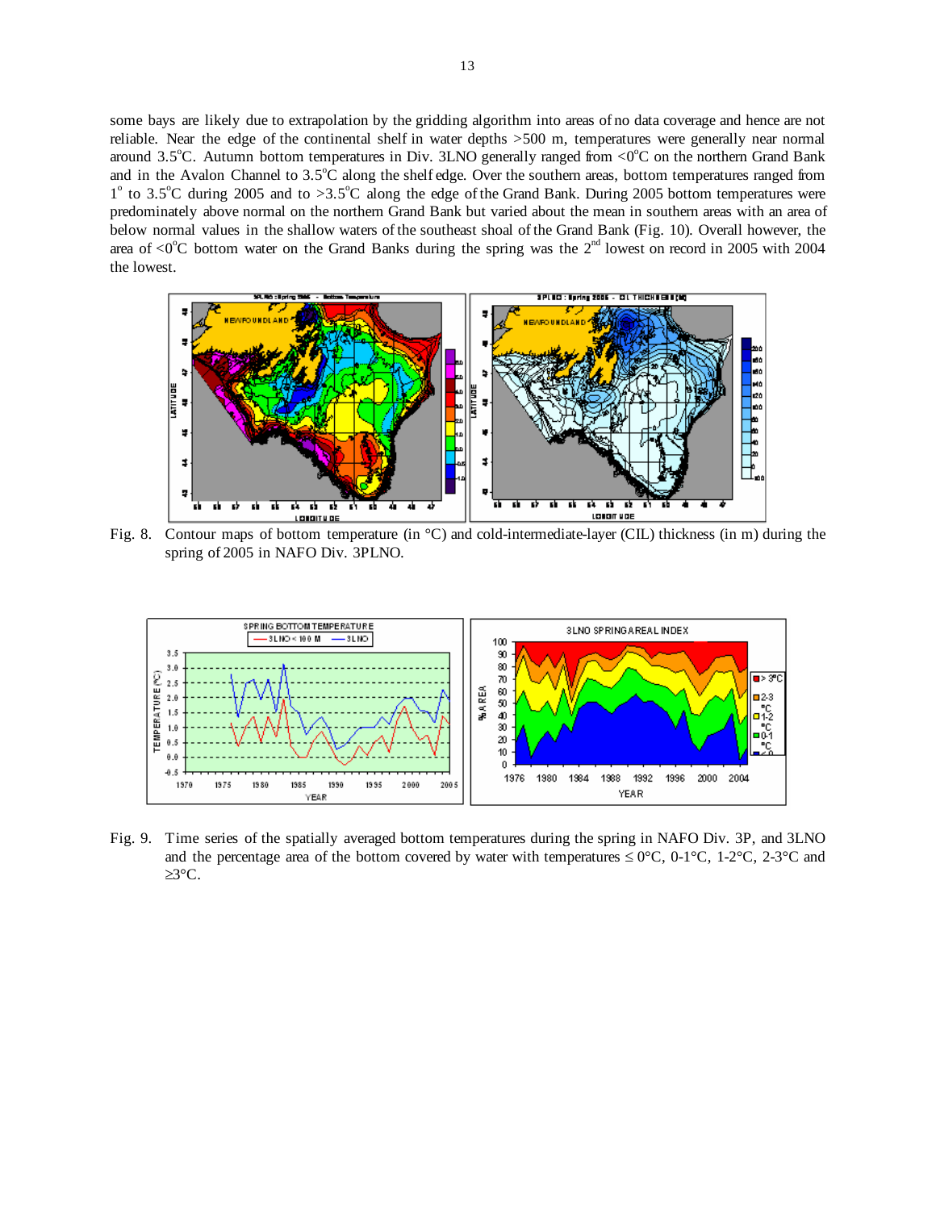some bays are likely due to extrapolation by the gridding algorithm into areas of no data coverage and hence are not reliable. Near the edge of the continental shelf in water depths >500 m, temperatures were generally near normal around 3.5°C. Autumn bottom temperatures in Div. 3LNO generally ranged from <0°C on the northern Grand Bank and in the Avalon Channel to 3.5°C along the shelf edge. Over the southern areas, bottom temperatures ranged from 1° to 3.5°C during 2005 and to >3.5°C along the edge of the Grand Bank. During 2005 bottom temperatures were predominately above normal on the northern Grand Bank but varied about the mean in southern areas with an area of below normal values in the shallow waters of the southeast shoal of the Grand Bank (Fig. 10). Overall however, the area of <0°C bottom water on the Grand Banks during the spring was the 2[nd] lowest on record in 2005 with 2004 the lowest.

3PLNO : Spring 2005 - Bottom Temperature

3PLNO : Spring 2005 - CIL THICKNESS (M)

NEWFOUNDLAND

LATITUDE

LONGITUDE

Fig. 8. Contour maps of bottom temperature (in °C) and cold-intermediate-layer (CIL) thickness (in m) during the spring of 2005 in NAFO Div. 3PLNO.

SPRING BOTTOM TEMPERATURE

3LNO < 100 M

3LNO

TEMPERATURE (°C)

-0.5

0.0

0.5

1.0

1.5

2.0

2.5

3.0

3.5

1970 1975 1980 1985 1990 1995 2000 2005

YEAR

3LNO SPRING AREAL INDEX

% AREA

0 10 20 30 40 50 60 70 80 90 100

1976 1980 1984 1988 1992 1996 2000 2004

YEAR

> 3°C

2-3 °C

1-2 °C

0-1 °C

< 0 °C

Fig. 9. Time series of the spatially averaged bottom temperatures during the spring in NAFO Div. 3P, and 3LNO and the percentage area of the bottom covered by water with temperatures ≤ 0°C, 0-1°C, 1-2°C, 2-3°C and ≥3°C.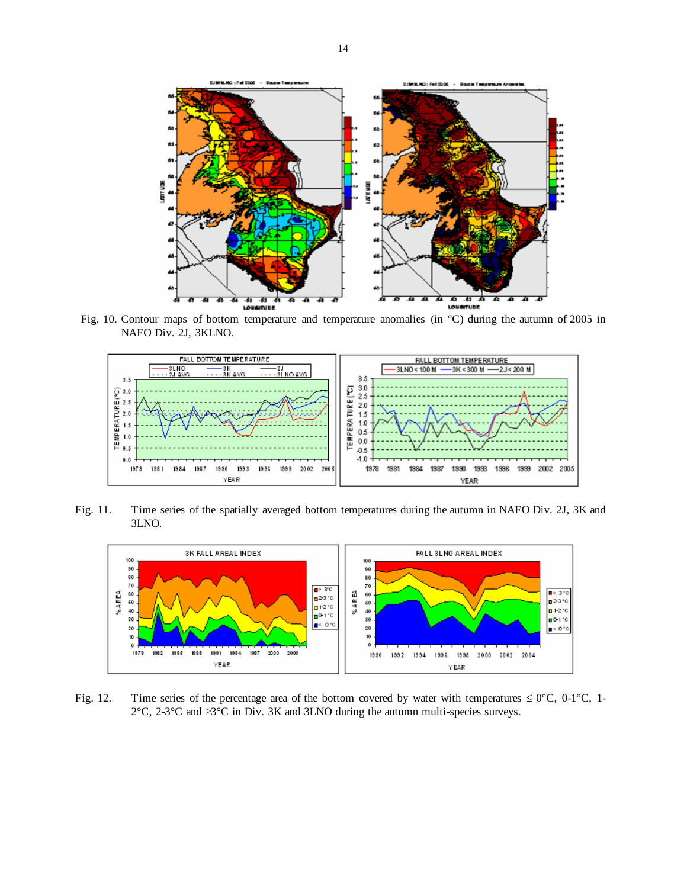2J3KLNO : Fall 2005 - Bottom Temperature

2J3KLNO : Fall 2005 - Bottom Temperature Anomalies

LATITUDE

LONGITUDE

Fig. 10. Contour maps of bottom temperature and temperature anomalies (in °C) during the autumn of 2005 in NAFO Div. 2J, 3KLNO.

FALL BOTTOM TEMPERATURE

3LNO
2J AVG
3K
3K AVG
2J
3LNO AVG

3.5
3.0
2.5
2.0
1.5
1.0
0.5
0.0

TEMPERATURE (°C)

1978 1981 1984 1987 1990 1993 1996 1999 2002 2005

YEAR

FALL BOTTOM TEMPERATURE

3LNO < 100 M
3K < 300 M
2J < 200 M

3.5
3.0
2.5
2.0
1.5
1.0
0.5
0.0
-0.5
-1.0

TEMPERATURE (°C)

1978 1981 1984 1987 1990 1993 1996 1999 2002 2005

YEAR

Fig. 11. Time series of the spatially averaged bottom temperatures during the autumn in NAFO Div. 2J, 3K and 3LNO.

3K FALL AREAL INDEX

100
90
80
70
60
50
40
30
20
10
0

% AREA

1979 1982 1985 1988 1991 1994 1997 2000 2003

YEAR

> 3°C
2-3°C
1-2°C
0-1°C
< 0°C

FALL 3LNO AREAL INDEX

100
90
80
70
60
50
40
30
20
10
0

% AREA

1990 1992 1994 1996 1998 2000 2002 2004

YEAR

> 3°C
2-3°C
1-2°C
0-1°C
< 0°C

Fig. 12. Time series of the percentage area of the bottom covered by water with temperatures ≤ 0°C, 0-1°C, 1-2°C, 2-3°C and ≥3°C in Div. 3K and 3LNO during the autumn multi-species surveys.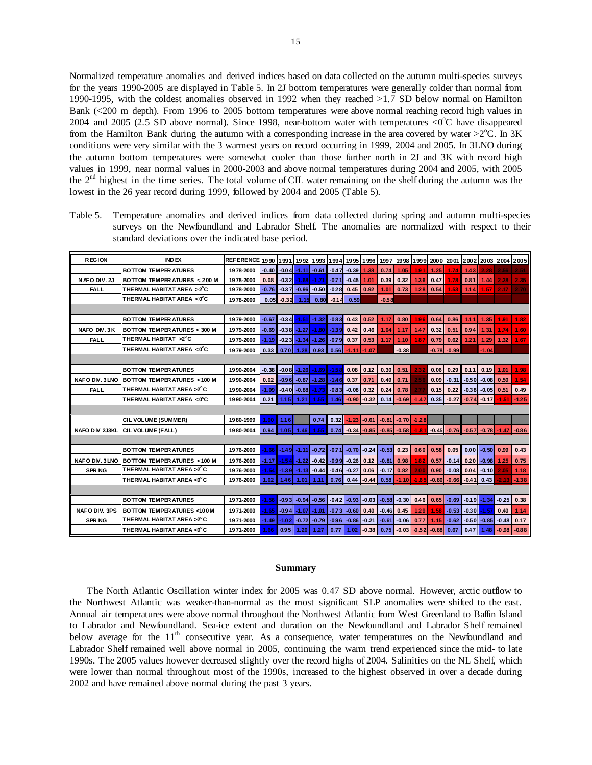Normalized temperature anomalies and derived indices based on data collected on the autumn multi-species surveys for the years 1990-2005 are displayed in Table 5. In 2J bottom temperatures were generally colder than normal from 1990-1995, with the coldest anomalies observed in 1992 when they reached >1.7 SD below normal on Hamilton Bank (<200 m depth). From 1996 to 2005 bottom temperatures were above normal reaching record high values in 2004 and 2005 (2.5 SD above normal). Since 1998, near-bottom water with temperatures <0°C have disappeared from the Hamilton Bank during the autumn with a corresponding increase in the area covered by water >2°C. In 3K conditions were very similar with the 3 warmest years on record occurring in 1999, 2004 and 2005. In 3LNO during the autumn bottom temperatures were somewhat cooler than those further north in 2J and 3K with record high values in 1999, near normal values in 2000-2003 and above normal temperatures during 2004 and 2005, with 2005 the 2nd highest in the time series. The total volume of CIL water remaining on the shelf during the autumn was the lowest in the 26 year record during 1999, followed by 2004 and 2005 (Table 5).

Table 5. Temperature anomalies and derived indices from data collected during spring and autumn multi-species surveys on the Newfoundland and Labrador Shelf. The anomalies are normalized with respect to their standard deviations over the indicated base period.

| REGION | INDEX | REFERENCE | 1990 | 1991 | 1992 | 1993 | 1994 | 1995 | 1996 | 1997 | 1998 | 1999 | 2000 | 2001 | 2002 | 2003 | 2004 | 2005 |
|---|---|---|---|---|---|---|---|---|---|---|---|---|---|---|---|---|---|---|
| | BOTTOM TEMPERATURES | 1978-2000 | -0.40 | -0.04 | -1.11 | -0.61 | -0.47 | -0.39 | 1.38 | 0.74 | 1.05 | 1.91 | 1.25 | 1.74 | 1.43 | 2.28 | 2.56 | 2.51 |
| NAFO DIV. 2J | BOTTOM TEMPERATURES < 200 M | 1978-2000 | 0.08 | -0.32 | -1.69 | -1.73 | -0.71 | -0.45 | 1.01 | 0.39 | 0.32 | 1.36 | 0.47 | 1.78 | 0.81 | 1.44 | 2.28 | 2.35 |
| FALL | THERMAL HABITAT AREA >2°C | 1978-2000 | -0.76 | -0.37 | -0.96 | -0.50 | -0.28 | 0.45 | 0.92 | 1.01 | 0.73 | 1.28 | 0.54 | 1.53 | 1.14 | 1.57 | 2.17 | 2.70 |
| | THERMAL HABITAT AREA <0°C | 1978-2000 | 0.05 | -0.32 | 1.15 | 0.80 | -0.14 | 0.59 | | -0.58 | | | | | | | | |
| | | | | | | | | | | | | | | | | | | |
| | BOTTOM TEMPERATURES | 1979-2000 | -0.67 | -0.34 | -1.51 | -1.32 | -0.83 | 0.43 | 0.52 | 1.17 | 0.80 | 1.96 | 0.64 | 0.86 | 1.11 | 1.35 | 1.91 | 1.82 |
| NAFO DIV. 3K | BOTTOM TEMPERATURES < 300 M | 1979-2000 | -0.69 | -0.38 | -1.27 | -1.80 | -1.39 | 0.42 | 0.46 | 1.04 | 1.17 | 1.47 | 0.32 | 0.51 | 0.94 | 1.31 | 1.74 | 1.60 |
| FALL | THERMAL HABITAT >2°C | 1979-2000 | -1.19 | -0.23 | -1.34 | -1.26 | -0.79 | 0.37 | 0.53 | 1.17 | 1.10 | 1.87 | 0.79 | 0.62 | 1.21 | 1.29 | 1.32 | 1.67 |
| | THERMAL HABITAT AREA <0°C | 1979-2000 | 0.33 | 0.70 | 1.28 | 0.93 | 0.56 | -1.11 | -1.07 | | -0.38 | | -0.78 | -0.99 | | -1.04 | | |
| | | | | | | | | | | | | | | | | | | |
| | BOTTOM TEMPERATURES | 1990-2004 | -0.38 | -0.08 | -1.26 | -1.63 | -1.58 | 0.08 | 0.12 | 0.30 | 0.51 | 2.32 | 0.06 | 0.29 | 0.11 | 0.19 | 1.01 | 1.98 |
| NAFO DIV. 3LNO | BOTTOM TEMPERATURES <100 M | 1990-2004 | 0.02 | -0.96 | -0.87 | -1.28 | -1.46 | 0.37 | 0.71 | 0.49 | 0.71 | 2.58 | 0.09 | -0.31 | -0.50 | -0.08 | 0.50 | 1.54 |
| FALL | THERMAL HABITAT AREA >2°C | 1990-2004 | -1.09 | -0.40 | -0.88 | -1.71 | -0.83 | -0.08 | 0.32 | 0.24 | 0.78 | 2.77 | 0.15 | 0.22 | -0.38 | -0.05 | 0.51 | 0.49 |
| | THERMAL HABITAT AREA <0°C | 1990-2004 | 0.21 | 1.15 | 1.21 | 1.55 | 1.46 | -0.90 | -0.32 | 0.14 | -0.69 | -1.47 | 0.35 | -0.27 | -0.74 | -0.17 | -1.51 | -1.25 |
| | | | | | | | | | | | | | | | | | | |
| | CIL VOLUME (SUMMER) | 1980-1999 | 1.90 | 1.16 | | 0.74 | 0.32 | -1.23 | -0.61 | -0.81 | -0.70 | -1.28 | | | | | | |
| NAFO DIV 2J3KL | CIL VOLUME (FALL) | 1980-2004 | 0.94 | 1.05 | 1.46 | 1.55 | 0.74 | -0.34 | -0.85 | -0.85 | -0.58 | -1.81 | -0.45 | -0.76 | -0.57 | -0.78 | -1.47 | -0.86 |
| | | | | | | | | | | | | | | | | | | |
| | BOTTOM TEMPERATURES | 1976-2000 | -1.60 | -1.49 | -1.11 | -0.72 | -0.71 | -0.70 | -0.24 | -0.53 | 0.23 | 0.60 | 0.58 | 0.05 | 0.00 | -0.50 | 0.99 | 0.43 |
| NAFO DIV. 3LNO | BOTTOM TEMPERATURES <100 M | 1976-2000 | -1.17 | -1.54 | -1.22 | -0.42 | -0.99 | -0.26 | 0.12 | -0.81 | 0.98 | 1.82 | 0.57 | -0.14 | 0.20 | -0.98 | 1.25 | 0.75 |
| SPRING | THERMAL HABITAT AREA >2°C | 1976-2000 | -1.54 | -1.39 | -1.13 | -0.44 | -0.46 | -0.27 | 0.06 | -0.17 | 0.82 | 2.00 | 0.90 | -0.08 | 0.04 | -0.10 | 2.05 | 1.18 |
| | THERMAL HABITAT AREA <0°C | 1976-2000 | 1.02 | 1.46 | 1.01 | 1.11 | 0.76 | 0.44 | -0.44 | 0.58 | -1.10 | -1.65 | -0.80 | -0.66 | -0.41 | 0.43 | -2.13 | -1.38 |
| | | | | | | | | | | | | | | | | | | |
| | BOTTOM TEMPERATURES | 1971-2000 | -1.55 | -0.93 | -0.94 | -0.56 | -0.42 | -0.93 | -0.03 | -0.58 | -0.30 | 0.46 | 0.65 | -0.69 | -0.19 | -1.34 | -0.25 | 0.38 |
| NAFO DIV. 3PS | BOTTOM TEMPERATURES <100M | 1971-2000 | -1.65 | -0.94 | -1.07 | -1.01 | -0.73 | -0.60 | 0.40 | -0.46 | 0.45 | 1.29 | 1.58 | -0.53 | -0.30 | -1.57 | 0.40 | 1.14 |
| SPRING | THERMAL HABITAT AREA >2°C | 1971-2000 | -1.49 | -1.02 | -0.72 | -0.79 | -0.96 | -0.86 | -0.21 | -0.61 | -0.06 | 0.77 | 1.15 | -0.62 | -0.50 | -0.85 | -0.48 | 0.17 |
| | THERMAL HABITAT AREA <0°C | 1971-2000 | 1.65 | 0.95 | 1.20 | 1.27 | 0.77 | 1.02 | -0.38 | 0.75 | -0.03 | -0.52 | -0.88 | 0.67 | 0.47 | 1.48 | -0.98 | -0.88 |

## Summary

The North Atlantic Oscillation winter index for 2005 was 0.47 SD above normal. However, arctic outflow to the Northwest Atlantic was weaker-than-normal as the most significant SLP anomalies were shifted to the east. Annual air temperatures were above normal throughout the Northwest Atlantic from West Greenland to Baffin Island to Labrador and Newfoundland. Sea-ice extent and duration on the Newfoundland and Labrador Shelf remained below average for the 11th consecutive year. As a consequence, water temperatures on the Newfoundland and Labrador Shelf remained well above normal in 2005, continuing the warm trend experienced since the mid- to late 1990s. The 2005 values however decreased slightly over the record highs of 2004. Salinities on the NL Shelf, which were lower than normal throughout most of the 1990s, increased to the highest observed in over a decade during 2002 and have remained above normal during the past 3 years.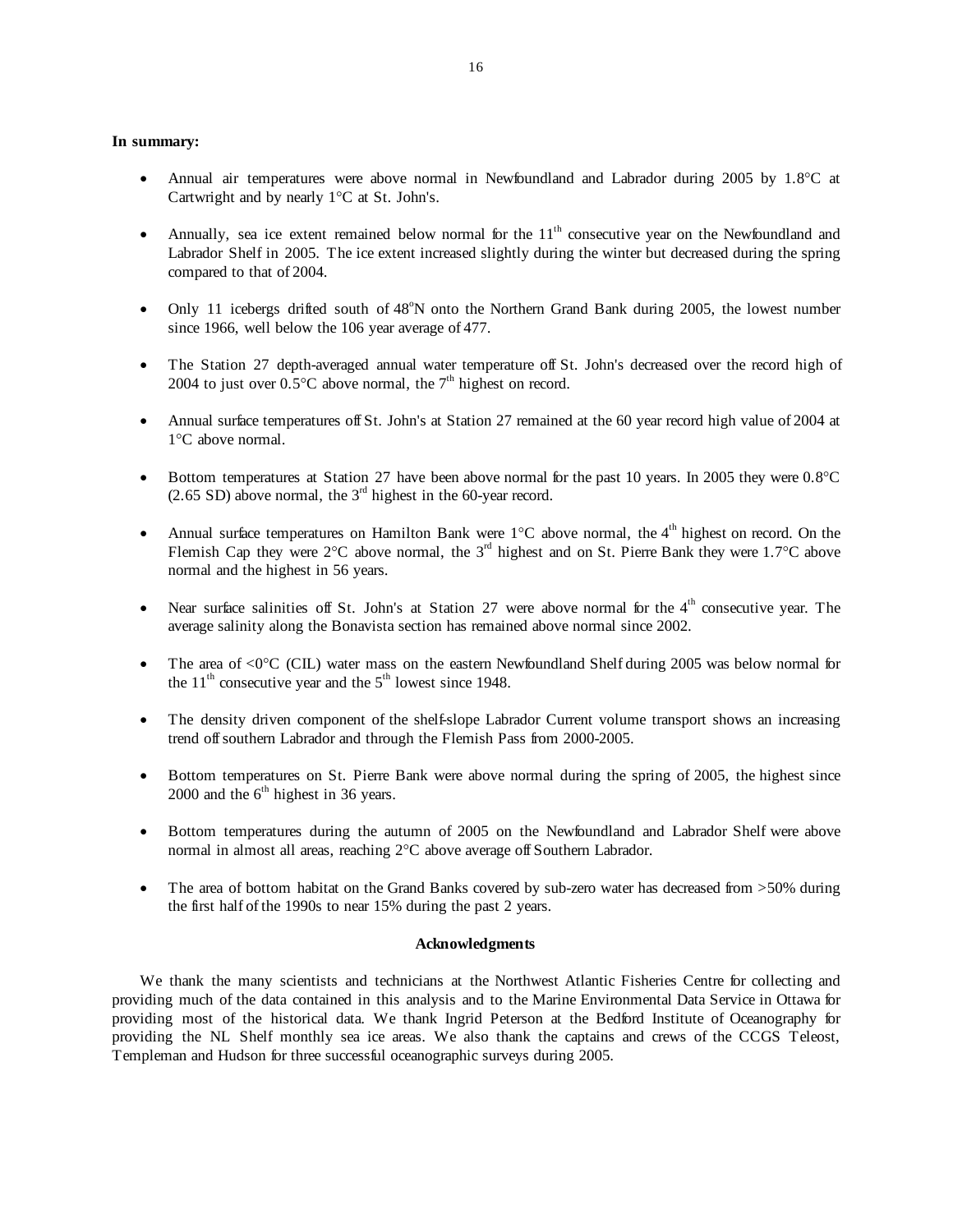**In summary:**

- Annual air temperatures were above normal in Newfoundland and Labrador during 2005 by 1.8°C at Cartwright and by nearly 1°C at St. John's.

- Annually, sea ice extent remained below normal for the 11th consecutive year on the Newfoundland and Labrador Shelf in 2005. The ice extent increased slightly during the winter but decreased during the spring compared to that of 2004.

- Only 11 icebergs drifted south of 48°N onto the Northern Grand Bank during 2005, the lowest number since 1966, well below the 106 year average of 477.

- The Station 27 depth-averaged annual water temperature off St. John's decreased over the record high of 2004 to just over 0.5°C above normal, the 7th highest on record.

- Annual surface temperatures off St. John's at Station 27 remained at the 60 year record high value of 2004 at 1°C above normal.

- Bottom temperatures at Station 27 have been above normal for the past 10 years. In 2005 they were 0.8°C (2.65 SD) above normal, the 3rd highest in the 60-year record.

- Annual surface temperatures on Hamilton Bank were 1°C above normal, the 4th highest on record. On the Flemish Cap they were 2°C above normal, the 3rd highest and on St. Pierre Bank they were 1.7°C above normal and the highest in 56 years.

- Near surface salinities off St. John's at Station 27 were above normal for the 4th consecutive year. The average salinity along the Bonavista section has remained above normal since 2002.

- The area of <0°C (CIL) water mass on the eastern Newfoundland Shelf during 2005 was below normal for the 11th consecutive year and the 5th lowest since 1948.

- The density driven component of the shelf-slope Labrador Current volume transport shows an increasing trend off southern Labrador and through the Flemish Pass from 2000-2005.

- Bottom temperatures on St. Pierre Bank were above normal during the spring of 2005, the highest since 2000 and the 6th highest in 36 years.

- Bottom temperatures during the autumn of 2005 on the Newfoundland and Labrador Shelf were above normal in almost all areas, reaching 2°C above average off Southern Labrador.

- The area of bottom habitat on the Grand Banks covered by sub-zero water has decreased from >50% during the first half of the 1990s to near 15% during the past 2 years.

## Acknowledgments

We thank the many scientists and technicians at the Northwest Atlantic Fisheries Centre for collecting and providing much of the data contained in this analysis and to the Marine Environmental Data Service in Ottawa for providing most of the historical data. We thank Ingrid Peterson at the Bedford Institute of Oceanography for providing the NL Shelf monthly sea ice areas. We also thank the captains and crews of the CCGS Teleost, Templeman and Hudson for three successful oceanographic surveys during 2005.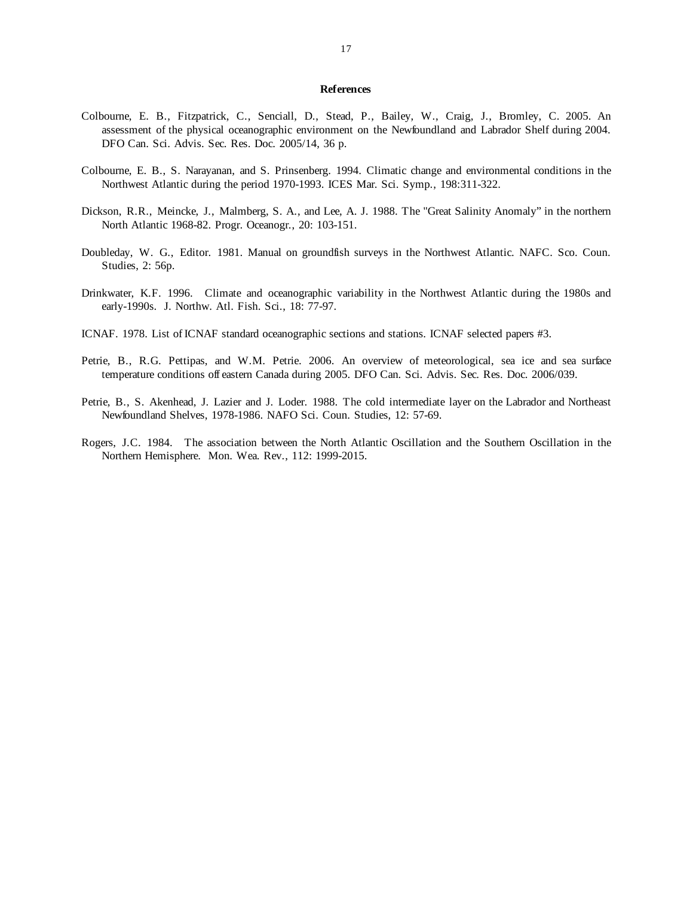## References

Colbourne, E. B., Fitzpatrick, C., Senciall, D., Stead, P., Bailey, W., Craig, J., Bromley, C. 2005. An assessment of the physical oceanographic environment on the Newfoundland and Labrador Shelf during 2004. DFO Can. Sci. Advis. Sec. Res. Doc. 2005/14, 36 p.

Colbourne, E. B., S. Narayanan, and S. Prinsenberg. 1994. Climatic change and environmental conditions in the Northwest Atlantic during the period 1970-1993. ICES Mar. Sci. Symp., 198:311-322.

Dickson, R.R., Meincke, J., Malmberg, S. A., and Lee, A. J. 1988. The "Great Salinity Anomaly" in the northern North Atlantic 1968-82. Progr. Oceanogr., 20: 103-151.

Doubleday, W. G., Editor. 1981. Manual on groundfish surveys in the Northwest Atlantic. NAFC. Sco. Coun. Studies, 2: 56p.

Drinkwater, K.F. 1996. Climate and oceanographic variability in the Northwest Atlantic during the 1980s and early-1990s. J. Northw. Atl. Fish. Sci., 18: 77-97.

ICNAF. 1978. List of ICNAF standard oceanographic sections and stations. ICNAF selected papers #3.

Petrie, B., R.G. Pettipas, and W.M. Petrie. 2006. An overview of meteorological, sea ice and sea surface temperature conditions off eastern Canada during 2005. DFO Can. Sci. Advis. Sec. Res. Doc. 2006/039.

Petrie, B., S. Akenhead, J. Lazier and J. Loder. 1988. The cold intermediate layer on the Labrador and Northeast Newfoundland Shelves, 1978-1986. NAFO Sci. Coun. Studies, 12: 57-69.

Rogers, J.C. 1984. The association between the North Atlantic Oscillation and the Southern Oscillation in the Northern Hemisphere. Mon. Wea. Rev., 112: 1999-2015.